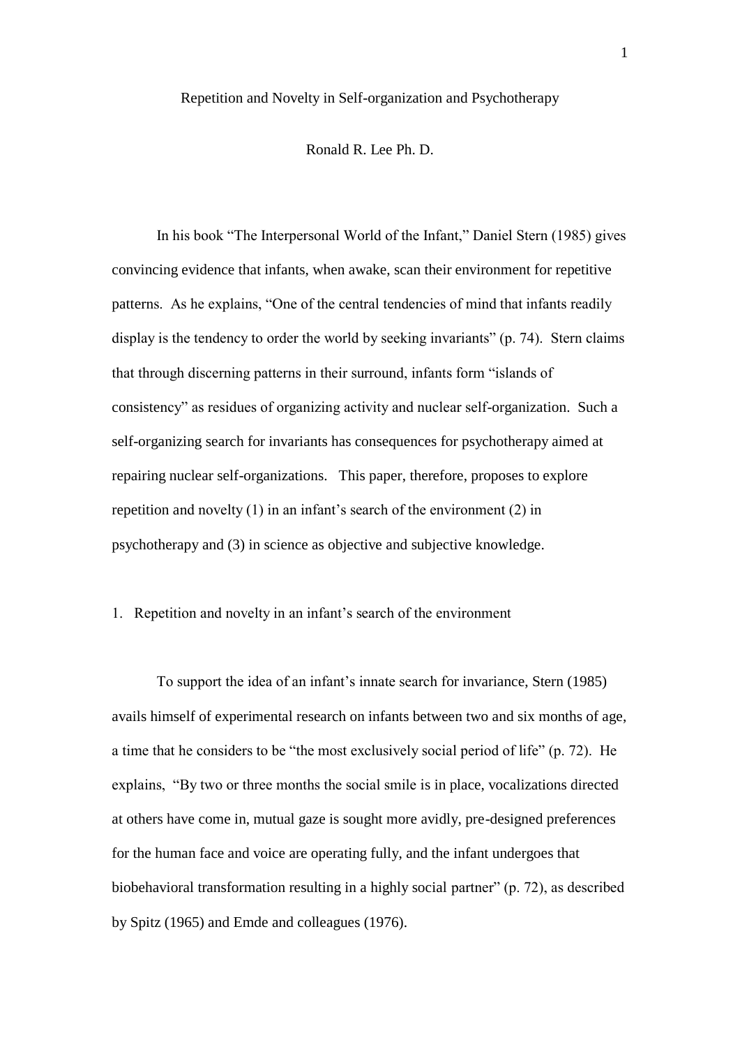# Repetition and Novelty in Self-organization and Psychotherapy

Ronald R. Lee Ph. D.

In his book "The Interpersonal World of the Infant," Daniel Stern (1985) gives convincing evidence that infants, when awake, scan their environment for repetitive patterns. As he explains, "One of the central tendencies of mind that infants readily display is the tendency to order the world by seeking invariants" (p. 74). Stern claims that through discerning patterns in their surround, infants form "islands of consistency" as residues of organizing activity and nuclear self-organization. Such a self-organizing search for invariants has consequences for psychotherapy aimed at repairing nuclear self-organizations. This paper, therefore, proposes to explore repetition and novelty (1) in an infant's search of the environment (2) in psychotherapy and (3) in science as objective and subjective knowledge.

## 1. Repetition and novelty in an infant's search of the environment

To support the idea of an infant's innate search for invariance, Stern (1985) avails himself of experimental research on infants between two and six months of age, a time that he considers to be "the most exclusively social period of life" (p. 72). He explains, "By two or three months the social smile is in place, vocalizations directed at others have come in, mutual gaze is sought more avidly, pre-designed preferences for the human face and voice are operating fully, and the infant undergoes that biobehavioral transformation resulting in a highly social partner" (p. 72), as described by Spitz (1965) and Emde and colleagues (1976).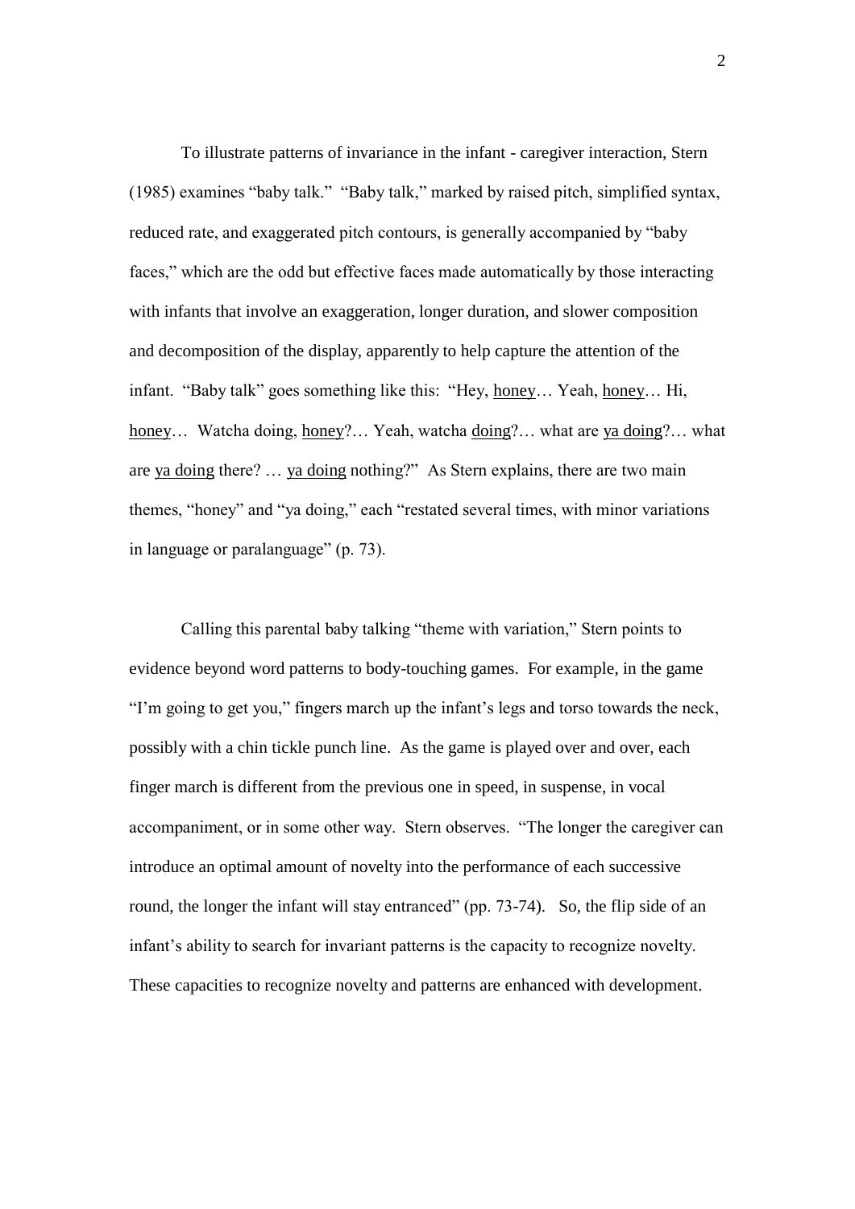To illustrate patterns of invariance in the infant - caregiver interaction, Stern (1985) examines "baby talk." "Baby talk," marked by raised pitch, simplified syntax, reduced rate, and exaggerated pitch contours, is generally accompanied by "baby faces," which are the odd but effective faces made automatically by those interacting with infants that involve an exaggeration, longer duration, and slower composition and decomposition of the display, apparently to help capture the attention of the infant. "Baby talk" goes something like this: "Hey, <u>honey</u>… Yeah, <u>honey</u>… Hi, <u>honey</u>… Watcha doing, <u>honey</u>?… Yeah, watcha <u>doing</u>?… what are <u>ya doing</u>?… what are <u>ya doing</u> there? … <u>ya doing</u> nothing?" As Stern explains, there are two main themes, "honey" and "ya doing," each "restated several times, with minor variations in language or paralanguage" (p. 73).

Calling this parental baby talking "theme with variation," Stern points to evidence beyond word patterns to body-touching games. For example, in the game "I'm going to get you," fingers march up the infant's legs and torso towards the neck, possibly with a chin tickle punch line. As the game is played over and over, each finger march is different from the previous one in speed, in suspense, in vocal accompaniment, or in some other way. Stern observes. "The longer the caregiver can introduce an optimal amount of novelty into the performance of each successive round, the longer the infant will stay entranced" (pp. 73-74). So, the flip side of an infant's ability to search for invariant patterns is the capacity to recognize novelty. These capacities to recognize novelty and patterns are enhanced with development.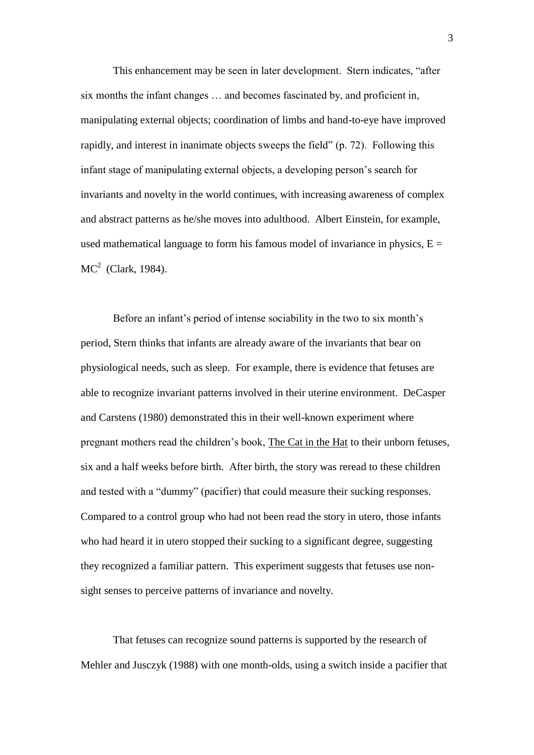This enhancement may be seen in later development. Stern indicates, "after six months the infant changes … and becomes fascinated by, and proficient in, manipulating external objects; coordination of limbs and hand-to-eye have improved rapidly, and interest in inanimate objects sweeps the field" (p. 72). Following this infant stage of manipulating external objects, a developing person's search for invariants and novelty in the world continues, with increasing awareness of complex and abstract patterns as he/she moves into adulthood. Albert Einstein, for example, used mathematical language to form his famous model of invariance in physics, $E = MC^2$ (Clark, 1984).

Before an infant's period of intense sociability in the two to six month's period, Stern thinks that infants are already aware of the invariants that bear on physiological needs, such as sleep. For example, there is evidence that fetuses are able to recognize invariant patterns involved in their uterine environment. DeCasper and Carstens (1980) demonstrated this in their well-known experiment where pregnant mothers read the children's book, The Cat in the Hat to their unborn fetuses, six and a half weeks before birth. After birth, the story was reread to these children and tested with a "dummy" (pacifier) that could measure their sucking responses. Compared to a control group who had not been read the story in utero, those infants who had heard it in utero stopped their sucking to a significant degree, suggesting they recognized a familiar pattern. This experiment suggests that fetuses use non-sight senses to perceive patterns of invariance and novelty.

That fetuses can recognize sound patterns is supported by the research of Mehler and Jusczyk (1988) with one month-olds, using a switch inside a pacifier that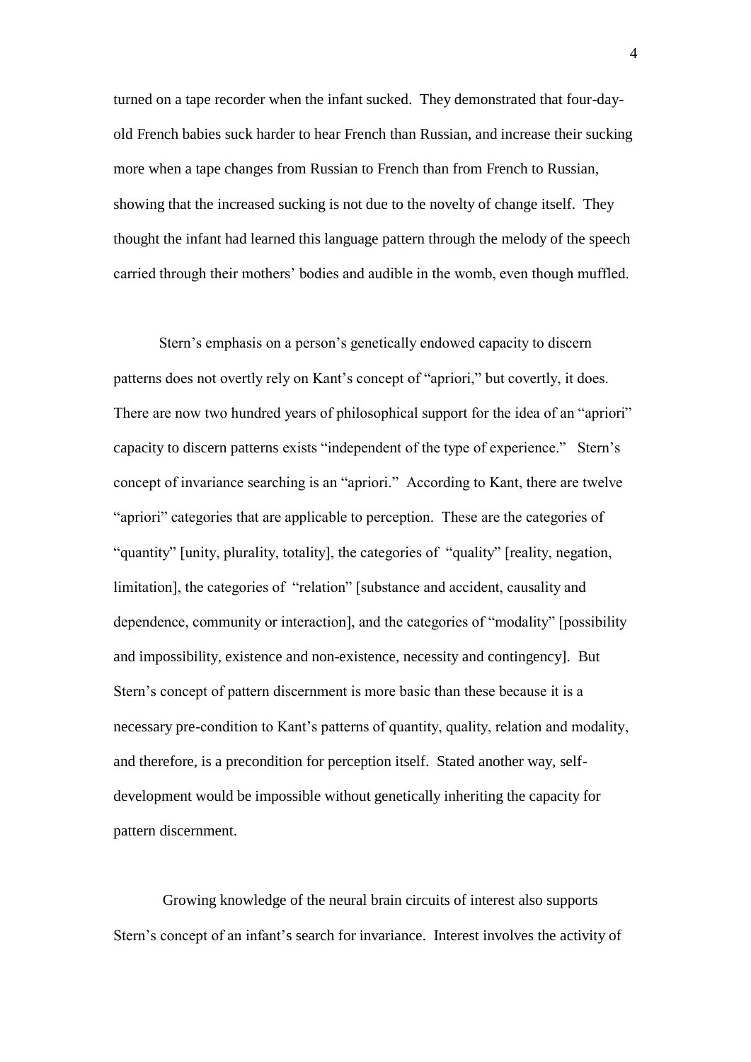turned on a tape recorder when the infant sucked. They demonstrated that four-day-old French babies suck harder to hear French than Russian, and increase their sucking more when a tape changes from Russian to French than from French to Russian, showing that the increased sucking is not due to the novelty of change itself. They thought the infant had learned this language pattern through the melody of the speech carried through their mothers' bodies and audible in the womb, even though muffled.

Stern's emphasis on a person's genetically endowed capacity to discern patterns does not overtly rely on Kant's concept of "apriori," but covertly, it does. There are now two hundred years of philosophical support for the idea of an "apriori" capacity to discern patterns exists "independent of the type of experience." Stern's concept of invariance searching is an "apriori." According to Kant, there are twelve "apriori" categories that are applicable to perception. These are the categories of "quantity" [unity, plurality, totality], the categories of "quality" [reality, negation, limitation], the categories of "relation" [substance and accident, causality and dependence, community or interaction], and the categories of "modality" [possibility and impossibility, existence and non-existence, necessity and contingency]. But Stern's concept of pattern discernment is more basic than these because it is a necessary pre-condition to Kant's patterns of quantity, quality, relation and modality, and therefore, is a precondition for perception itself. Stated another way, self-development would be impossible without genetically inheriting the capacity for pattern discernment.

Growing knowledge of the neural brain circuits of interest also supports Stern's concept of an infant's search for invariance. Interest involves the activity of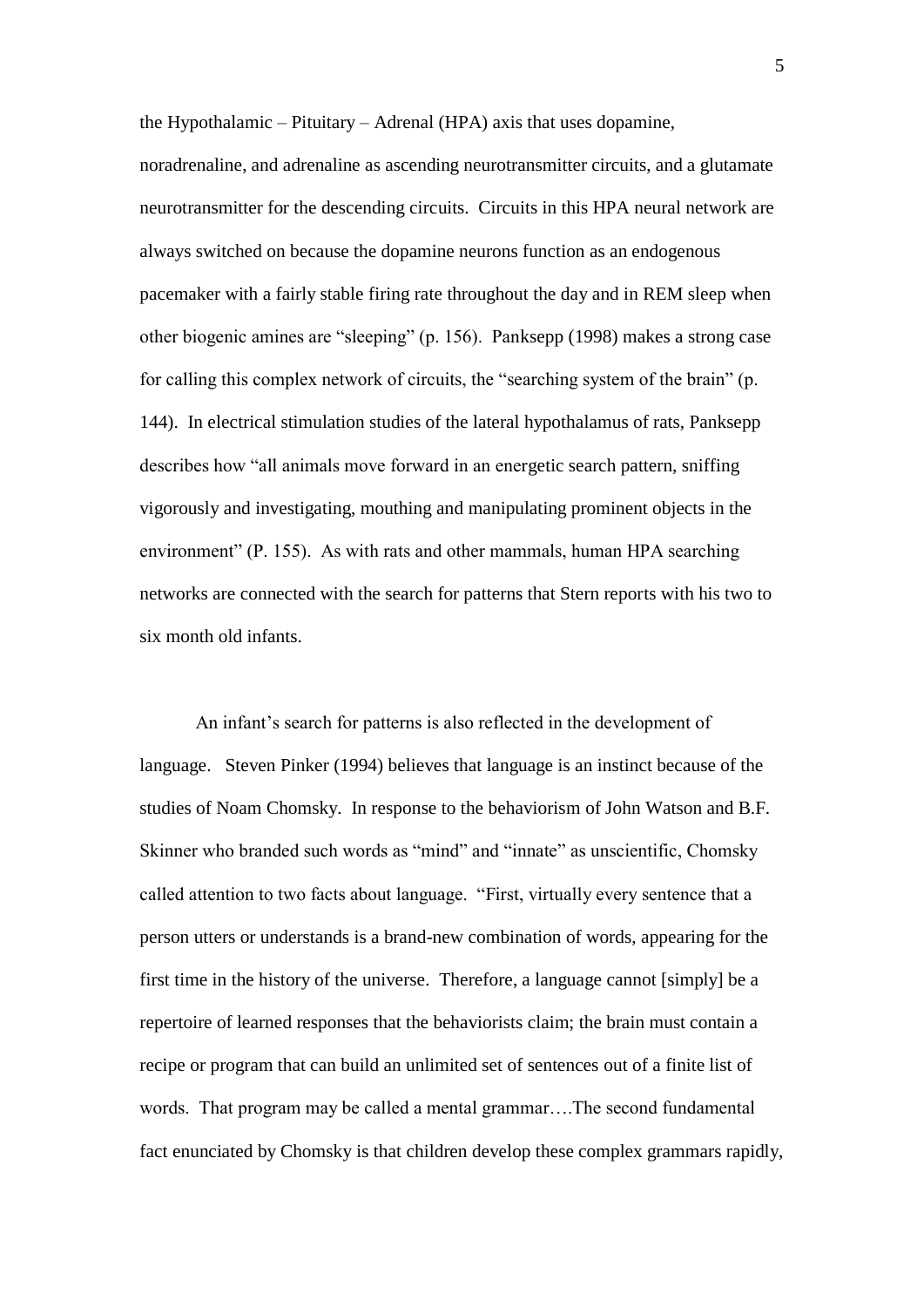the Hypothalamic – Pituitary – Adrenal (HPA) axis that uses dopamine, noradrenaline, and adrenaline as ascending neurotransmitter circuits, and a glutamate neurotransmitter for the descending circuits. Circuits in this HPA neural network are always switched on because the dopamine neurons function as an endogenous pacemaker with a fairly stable firing rate throughout the day and in REM sleep when other biogenic amines are "sleeping" (p. 156). Panksepp (1998) makes a strong case for calling this complex network of circuits, the "searching system of the brain" (p. 144). In electrical stimulation studies of the lateral hypothalamus of rats, Panksepp describes how "all animals move forward in an energetic search pattern, sniffing vigorously and investigating, mouthing and manipulating prominent objects in the environment" (P. 155). As with rats and other mammals, human HPA searching networks are connected with the search for patterns that Stern reports with his two to six month old infants.

An infant's search for patterns is also reflected in the development of language. Steven Pinker (1994) believes that language is an instinct because of the studies of Noam Chomsky. In response to the behaviorism of John Watson and B.F. Skinner who branded such words as "mind" and "innate" as unscientific, Chomsky called attention to two facts about language. "First, virtually every sentence that a person utters or understands is a brand-new combination of words, appearing for the first time in the history of the universe. Therefore, a language cannot [simply] be a repertoire of learned responses that the behaviorists claim; the brain must contain a recipe or program that can build an unlimited set of sentences out of a finite list of words. That program may be called a mental grammar….The second fundamental fact enunciated by Chomsky is that children develop these complex grammars rapidly,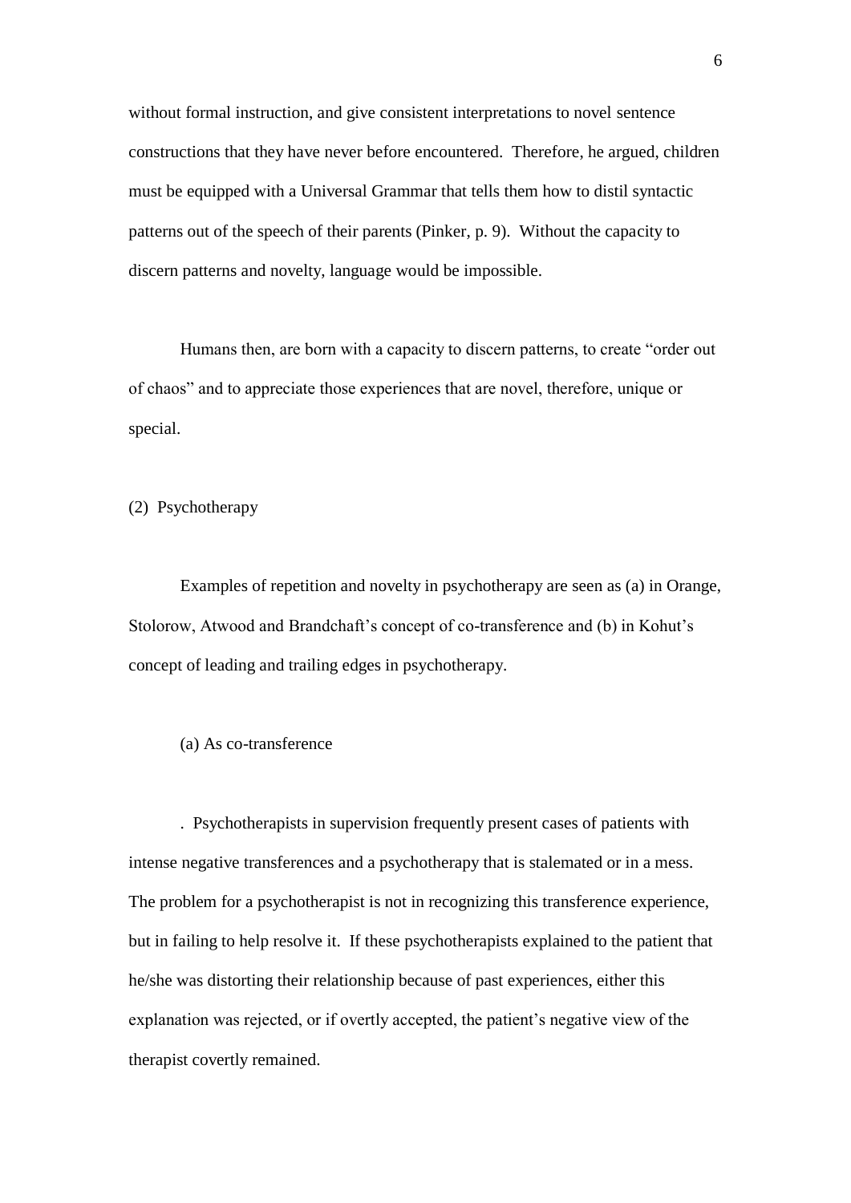without formal instruction, and give consistent interpretations to novel sentence constructions that they have never before encountered. Therefore, he argued, children must be equipped with a Universal Grammar that tells them how to distil syntactic patterns out of the speech of their parents (Pinker, p. 9). Without the capacity to discern patterns and novelty, language would be impossible.

Humans then, are born with a capacity to discern patterns, to create "order out of chaos" and to appreciate those experiences that are novel, therefore, unique or special.

(2) Psychotherapy

Examples of repetition and novelty in psychotherapy are seen as (a) in Orange, Stolorow, Atwood and Brandchaft's concept of co-transference and (b) in Kohut's concept of leading and trailing edges in psychotherapy.

(a) As co-transference

. Psychotherapists in supervision frequently present cases of patients with intense negative transferences and a psychotherapy that is stalemated or in a mess. The problem for a psychotherapist is not in recognizing this transference experience, but in failing to help resolve it. If these psychotherapists explained to the patient that he/she was distorting their relationship because of past experiences, either this explanation was rejected, or if overtly accepted, the patient's negative view of the therapist covertly remained.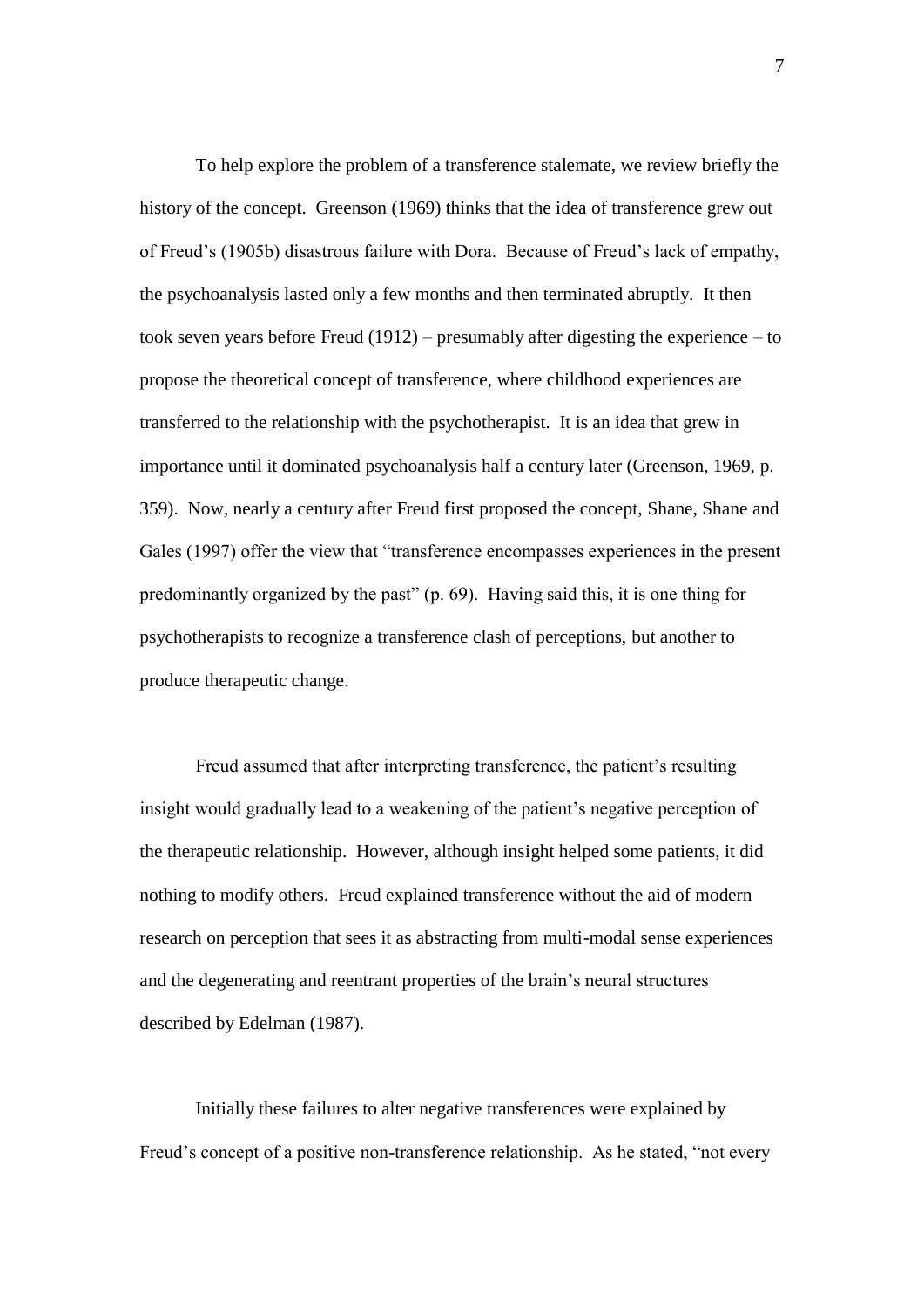To help explore the problem of a transference stalemate, we review briefly the history of the concept. Greenson (1969) thinks that the idea of transference grew out of Freud's (1905b) disastrous failure with Dora. Because of Freud's lack of empathy, the psychoanalysis lasted only a few months and then terminated abruptly. It then took seven years before Freud (1912) – presumably after digesting the experience – to propose the theoretical concept of transference, where childhood experiences are transferred to the relationship with the psychotherapist. It is an idea that grew in importance until it dominated psychoanalysis half a century later (Greenson, 1969, p. 359). Now, nearly a century after Freud first proposed the concept, Shane, Shane and Gales (1997) offer the view that "transference encompasses experiences in the present predominantly organized by the past" (p. 69). Having said this, it is one thing for psychotherapists to recognize a transference clash of perceptions, but another to produce therapeutic change.

Freud assumed that after interpreting transference, the patient's resulting insight would gradually lead to a weakening of the patient's negative perception of the therapeutic relationship. However, although insight helped some patients, it did nothing to modify others. Freud explained transference without the aid of modern research on perception that sees it as abstracting from multi-modal sense experiences and the degenerating and reentrant properties of the brain's neural structures described by Edelman (1987).

Initially these failures to alter negative transferences were explained by Freud's concept of a positive non-transference relationship. As he stated, "not every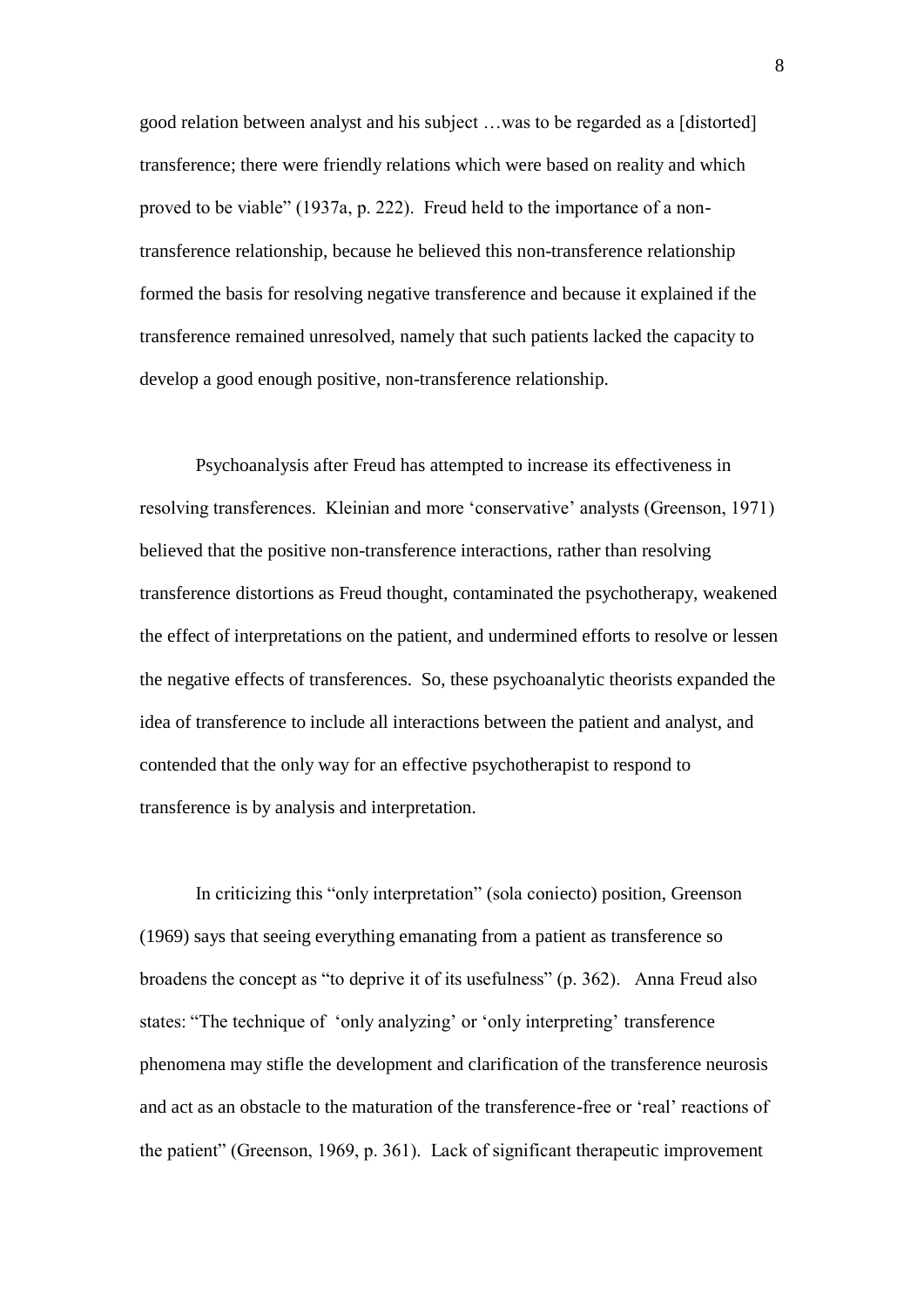good relation between analyst and his subject …was to be regarded as a [distorted] transference; there were friendly relations which were based on reality and which proved to be viable" (1937a, p. 222). Freud held to the importance of a non-transference relationship, because he believed this non-transference relationship formed the basis for resolving negative transference and because it explained if the transference remained unresolved, namely that such patients lacked the capacity to develop a good enough positive, non-transference relationship.

Psychoanalysis after Freud has attempted to increase its effectiveness in resolving transferences. Kleinian and more 'conservative' analysts (Greenson, 1971) believed that the positive non-transference interactions, rather than resolving transference distortions as Freud thought, contaminated the psychotherapy, weakened the effect of interpretations on the patient, and undermined efforts to resolve or lessen the negative effects of transferences. So, these psychoanalytic theorists expanded the idea of transference to include all interactions between the patient and analyst, and contended that the only way for an effective psychotherapist to respond to transference is by analysis and interpretation.

In criticizing this "only interpretation" (sola coniecto) position, Greenson (1969) says that seeing everything emanating from a patient as transference so broadens the concept as "to deprive it of its usefulness" (p. 362). Anna Freud also states: "The technique of 'only analyzing' or 'only interpreting' transference phenomena may stifle the development and clarification of the transference neurosis and act as an obstacle to the maturation of the transference-free or 'real' reactions of the patient" (Greenson, 1969, p. 361). Lack of significant therapeutic improvement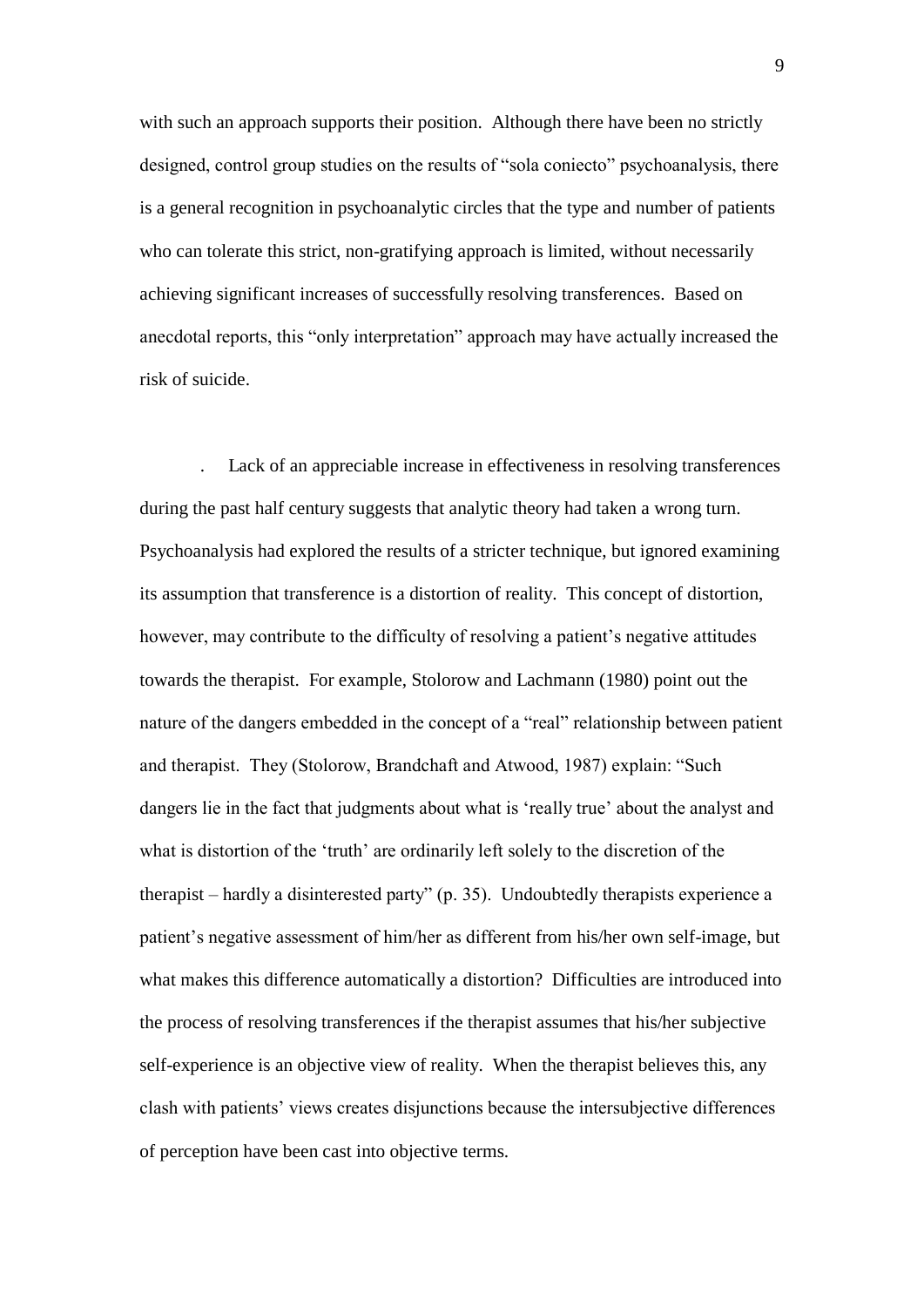with such an approach supports their position. Although there have been no strictly designed, control group studies on the results of "sola coniecto" psychoanalysis, there is a general recognition in psychoanalytic circles that the type and number of patients who can tolerate this strict, non-gratifying approach is limited, without necessarily achieving significant increases of successfully resolving transferences. Based on anecdotal reports, this "only interpretation" approach may have actually increased the risk of suicide.

. Lack of an appreciable increase in effectiveness in resolving transferences during the past half century suggests that analytic theory had taken a wrong turn. Psychoanalysis had explored the results of a stricter technique, but ignored examining its assumption that transference is a distortion of reality. This concept of distortion, however, may contribute to the difficulty of resolving a patient's negative attitudes towards the therapist. For example, Stolorow and Lachmann (1980) point out the nature of the dangers embedded in the concept of a "real" relationship between patient and therapist. They (Stolorow, Brandchaft and Atwood, 1987) explain: "Such dangers lie in the fact that judgments about what is 'really true' about the analyst and what is distortion of the 'truth' are ordinarily left solely to the discretion of the therapist – hardly a disinterested party" (p. 35). Undoubtedly therapists experience a patient's negative assessment of him/her as different from his/her own self-image, but what makes this difference automatically a distortion? Difficulties are introduced into the process of resolving transferences if the therapist assumes that his/her subjective self-experience is an objective view of reality. When the therapist believes this, any clash with patients' views creates disjunctions because the intersubjective differences of perception have been cast into objective terms.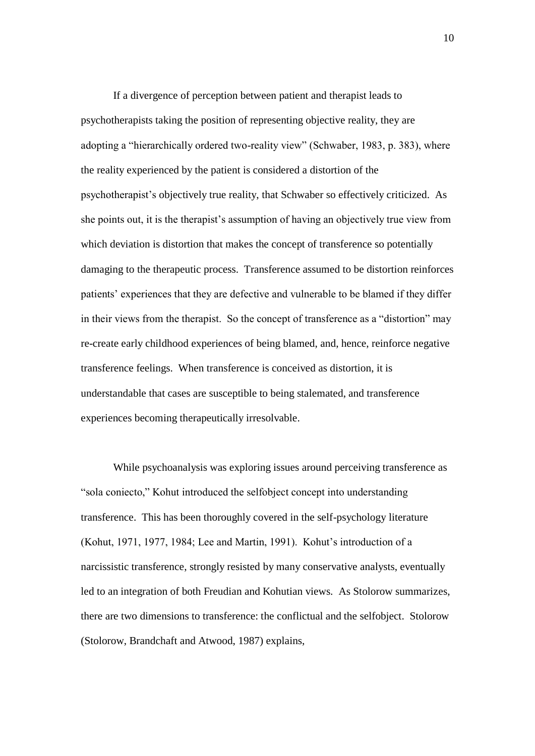If a divergence of perception between patient and therapist leads to psychotherapists taking the position of representing objective reality, they are adopting a "hierarchically ordered two-reality view" (Schwaber, 1983, p. 383), where the reality experienced by the patient is considered a distortion of the psychotherapist's objectively true reality, that Schwaber so effectively criticized. As she points out, it is the therapist's assumption of having an objectively true view from which deviation is distortion that makes the concept of transference so potentially damaging to the therapeutic process. Transference assumed to be distortion reinforces patients' experiences that they are defective and vulnerable to be blamed if they differ in their views from the therapist. So the concept of transference as a "distortion" may re-create early childhood experiences of being blamed, and, hence, reinforce negative transference feelings. When transference is conceived as distortion, it is understandable that cases are susceptible to being stalemated, and transference experiences becoming therapeutically irresolvable.

While psychoanalysis was exploring issues around perceiving transference as "sola coniecto," Kohut introduced the selfobject concept into understanding transference. This has been thoroughly covered in the self-psychology literature (Kohut, 1971, 1977, 1984; Lee and Martin, 1991). Kohut's introduction of a narcissistic transference, strongly resisted by many conservative analysts, eventually led to an integration of both Freudian and Kohutian views. As Stolorow summarizes, there are two dimensions to transference: the conflictual and the selfobject. Stolorow (Stolorow, Brandchaft and Atwood, 1987) explains,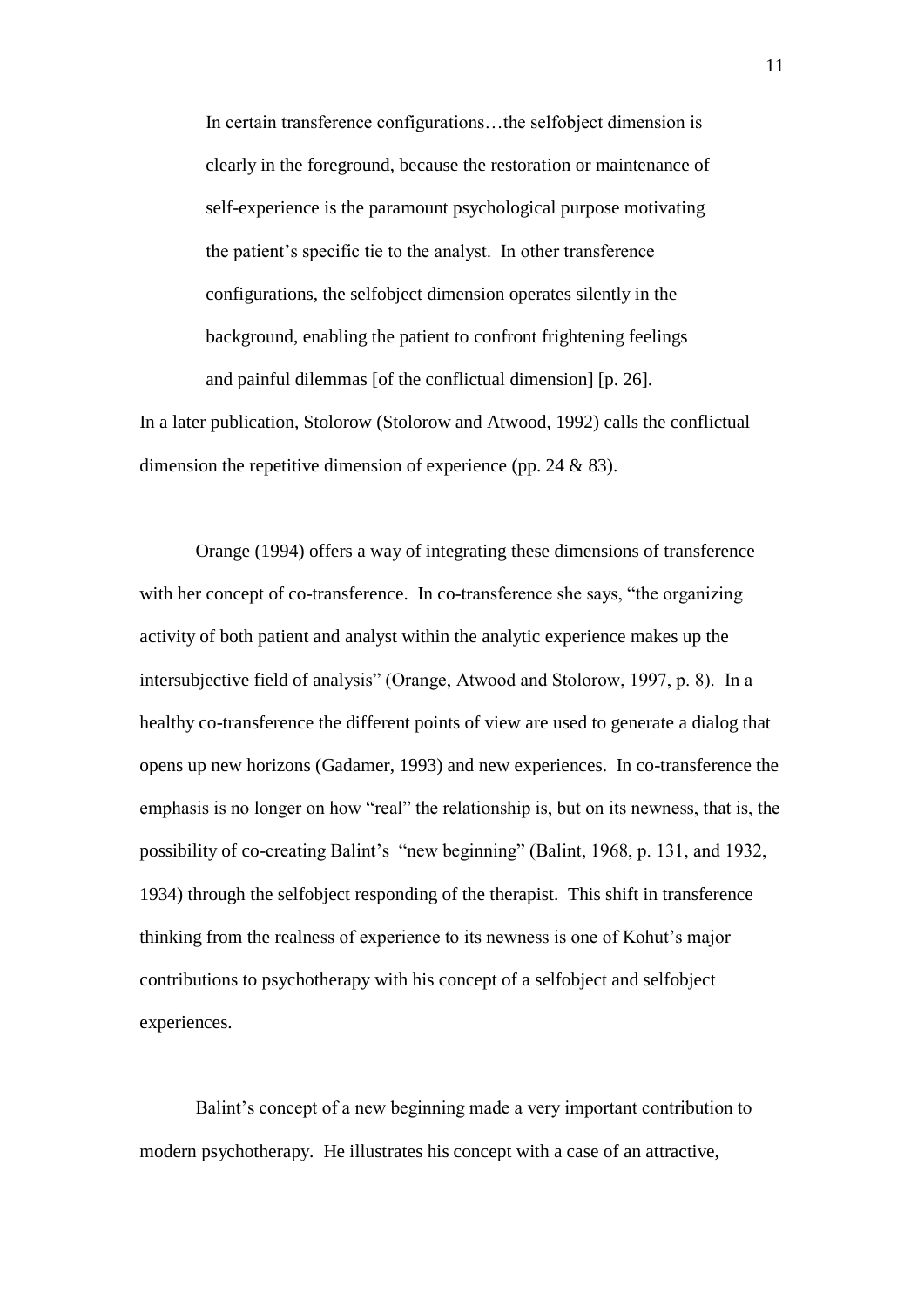> In certain transference configurations…the selfobject dimension is clearly in the foreground, because the restoration or maintenance of self-experience is the paramount psychological purpose motivating the patient's specific tie to the analyst. In other transference configurations, the selfobject dimension operates silently in the background, enabling the patient to confront frightening feelings and painful dilemmas [of the conflictual dimension] [p. 26].

In a later publication, Stolorow (Stolorow and Atwood, 1992) calls the conflictual dimension the repetitive dimension of experience (pp. 24 & 83).

Orange (1994) offers a way of integrating these dimensions of transference with her concept of co-transference. In co-transference she says, "the organizing activity of both patient and analyst within the analytic experience makes up the intersubjective field of analysis" (Orange, Atwood and Stolorow, 1997, p. 8). In a healthy co-transference the different points of view are used to generate a dialog that opens up new horizons (Gadamer, 1993) and new experiences. In co-transference the emphasis is no longer on how "real" the relationship is, but on its newness, that is, the possibility of co-creating Balint's "new beginning" (Balint, 1968, p. 131, and 1932, 1934) through the selfobject responding of the therapist. This shift in transference thinking from the realness of experience to its newness is one of Kohut's major contributions to psychotherapy with his concept of a selfobject and selfobject experiences.

Balint's concept of a new beginning made a very important contribution to modern psychotherapy. He illustrates his concept with a case of an attractive,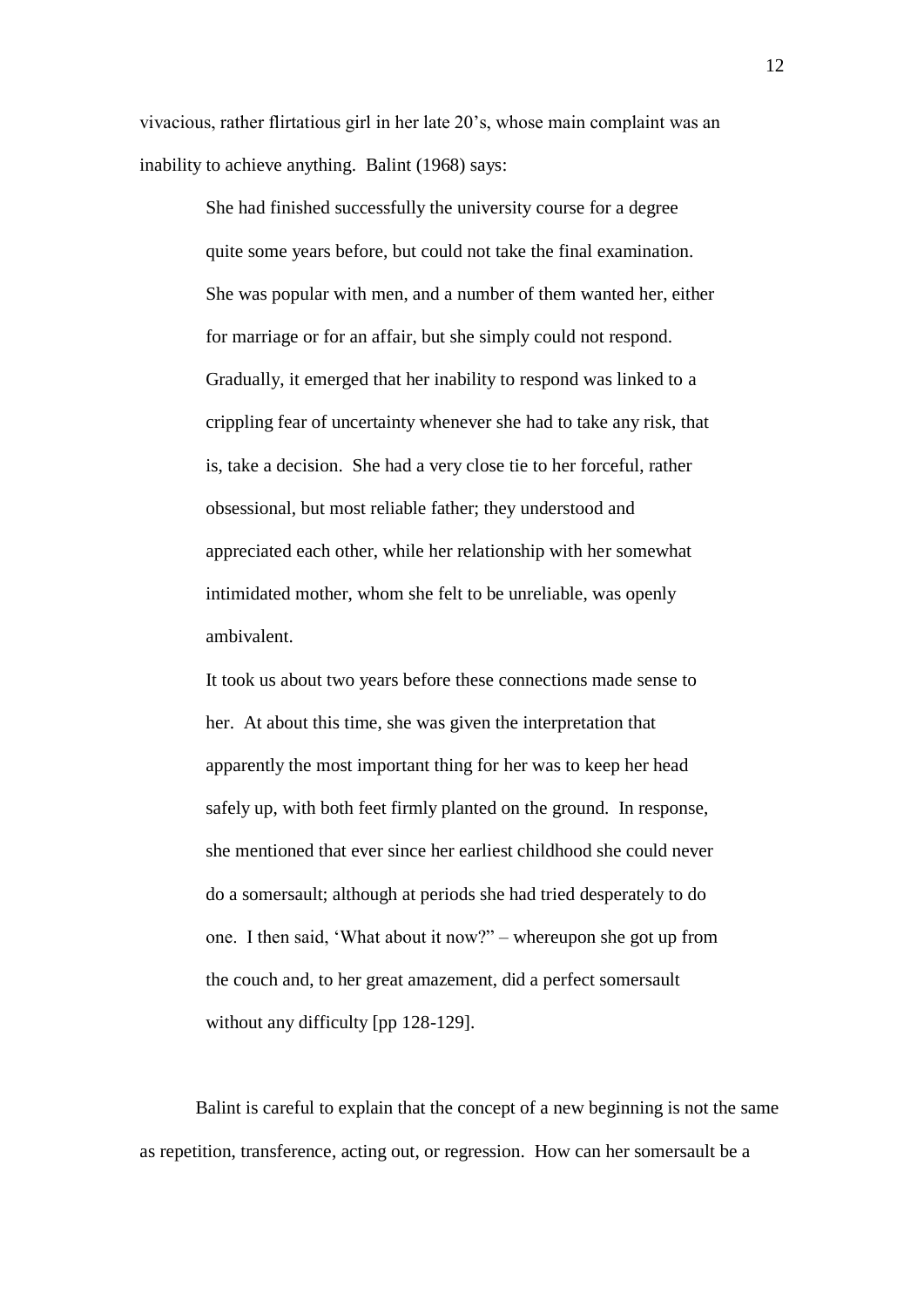vivacious, rather flirtatious girl in her late 20's, whose main complaint was an inability to achieve anything. Balint (1968) says:

> She had finished successfully the university course for a degree quite some years before, but could not take the final examination. She was popular with men, and a number of them wanted her, either for marriage or for an affair, but she simply could not respond. Gradually, it emerged that her inability to respond was linked to a crippling fear of uncertainty whenever she had to take any risk, that is, take a decision. She had a very close tie to her forceful, rather obsessional, but most reliable father; they understood and appreciated each other, while her relationship with her somewhat intimidated mother, whom she felt to be unreliable, was openly ambivalent.
>
> It took us about two years before these connections made sense to her. At about this time, she was given the interpretation that apparently the most important thing for her was to keep her head safely up, with both feet firmly planted on the ground. In response, she mentioned that ever since her earliest childhood she could never do a somersault; although at periods she had tried desperately to do one. I then said, 'What about it now?" – whereupon she got up from the couch and, to her great amazement, did a perfect somersault without any difficulty [pp 128-129].

Balint is careful to explain that the concept of a new beginning is not the same as repetition, transference, acting out, or regression. How can her somersault be a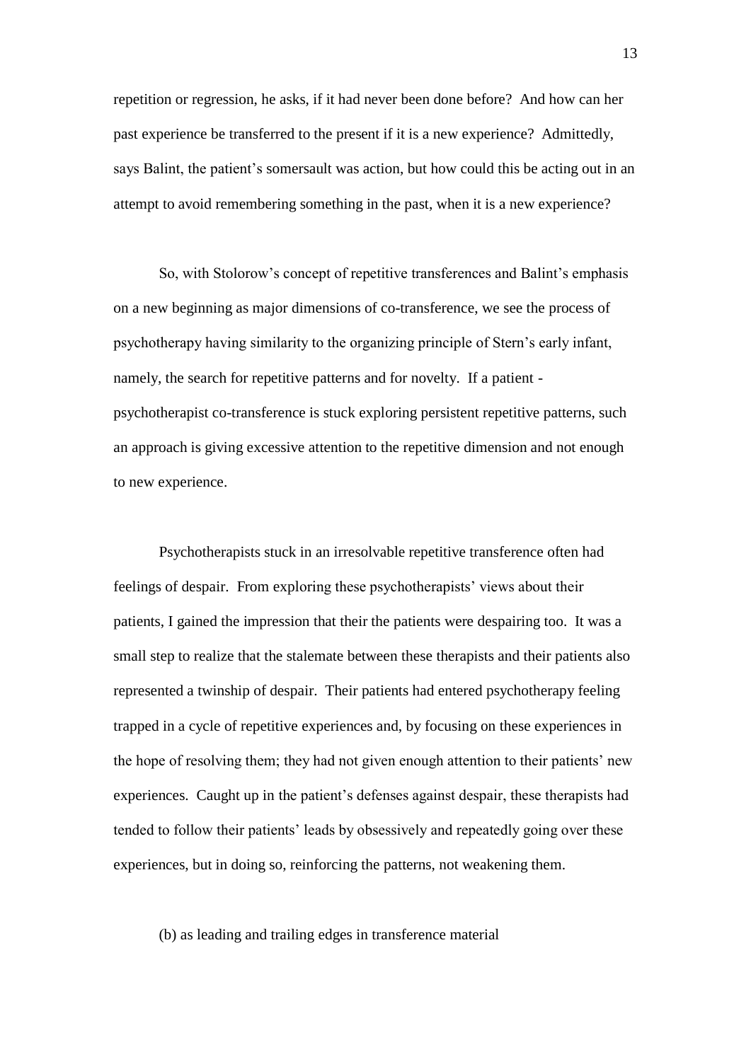repetition or regression, he asks, if it had never been done before? And how can her past experience be transferred to the present if it is a new experience? Admittedly, says Balint, the patient's somersault was action, but how could this be acting out in an attempt to avoid remembering something in the past, when it is a new experience?

So, with Stolorow's concept of repetitive transferences and Balint's emphasis on a new beginning as major dimensions of co-transference, we see the process of psychotherapy having similarity to the organizing principle of Stern's early infant, namely, the search for repetitive patterns and for novelty. If a patient - psychotherapist co-transference is stuck exploring persistent repetitive patterns, such an approach is giving excessive attention to the repetitive dimension and not enough to new experience.

Psychotherapists stuck in an irresolvable repetitive transference often had feelings of despair. From exploring these psychotherapists' views about their patients, I gained the impression that their the patients were despairing too. It was a small step to realize that the stalemate between these therapists and their patients also represented a twinship of despair. Their patients had entered psychotherapy feeling trapped in a cycle of repetitive experiences and, by focusing on these experiences in the hope of resolving them; they had not given enough attention to their patients' new experiences. Caught up in the patient's defenses against despair, these therapists had tended to follow their patients' leads by obsessively and repeatedly going over these experiences, but in doing so, reinforcing the patterns, not weakening them.

(b) as leading and trailing edges in transference material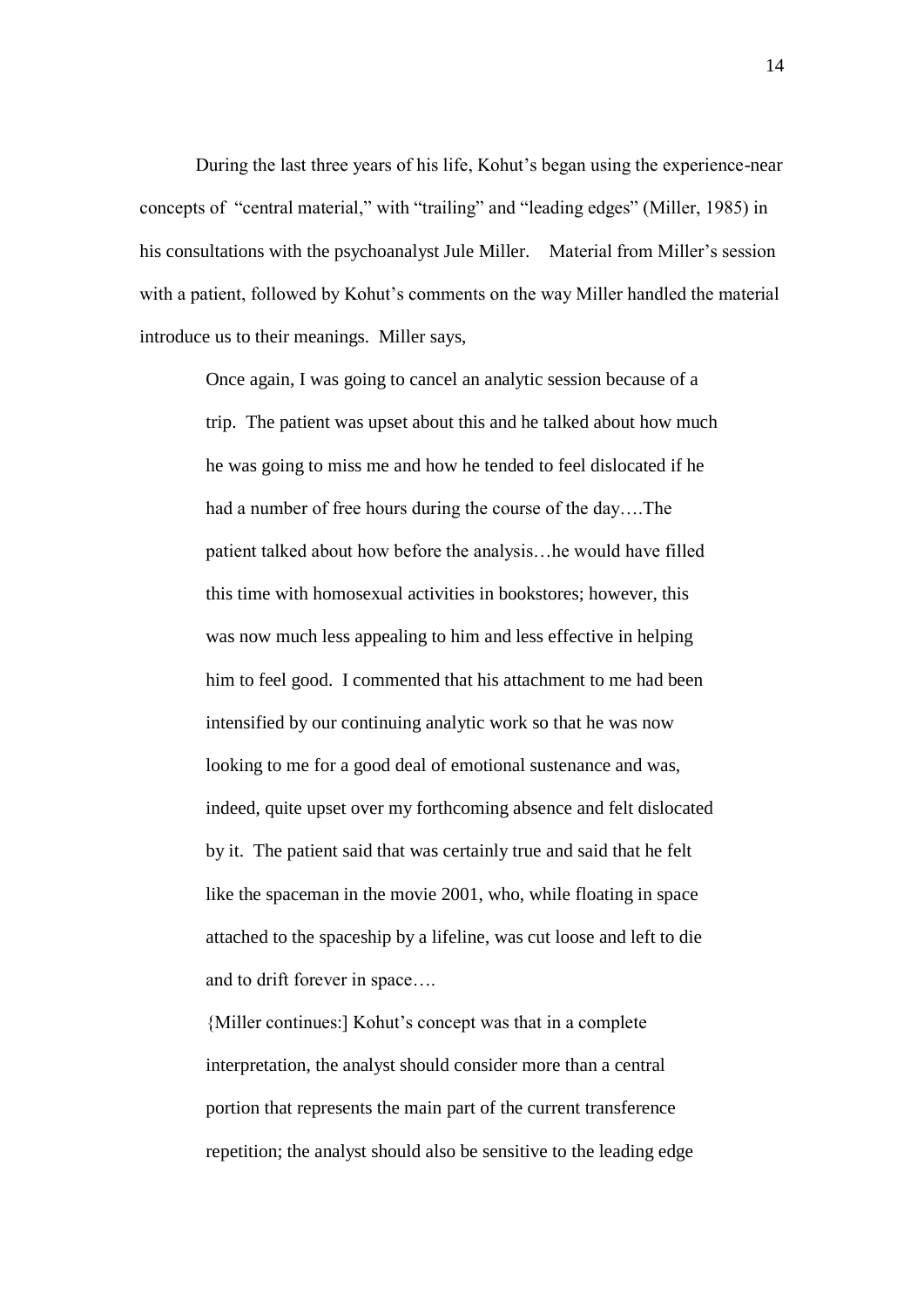During the last three years of his life, Kohut's began using the experience-near concepts of "central material," with "trailing" and "leading edges" (Miller, 1985) in his consultations with the psychoanalyst Jule Miller. Material from Miller's session with a patient, followed by Kohut's comments on the way Miller handled the material introduce us to their meanings. Miller says,

> Once again, I was going to cancel an analytic session because of a trip. The patient was upset about this and he talked about how much he was going to miss me and how he tended to feel dislocated if he had a number of free hours during the course of the day….The patient talked about how before the analysis…he would have filled this time with homosexual activities in bookstores; however, this was now much less appealing to him and less effective in helping him to feel good. I commented that his attachment to me had been intensified by our continuing analytic work so that he was now looking to me for a good deal of emotional sustenance and was, indeed, quite upset over my forthcoming absence and felt dislocated by it. The patient said that was certainly true and said that he felt like the spaceman in the movie 2001, who, while floating in space attached to the spaceship by a lifeline, was cut loose and left to die and to drift forever in space….
>
> {Miller continues:] Kohut's concept was that in a complete interpretation, the analyst should consider more than a central portion that represents the main part of the current transference repetition; the analyst should also be sensitive to the leading edge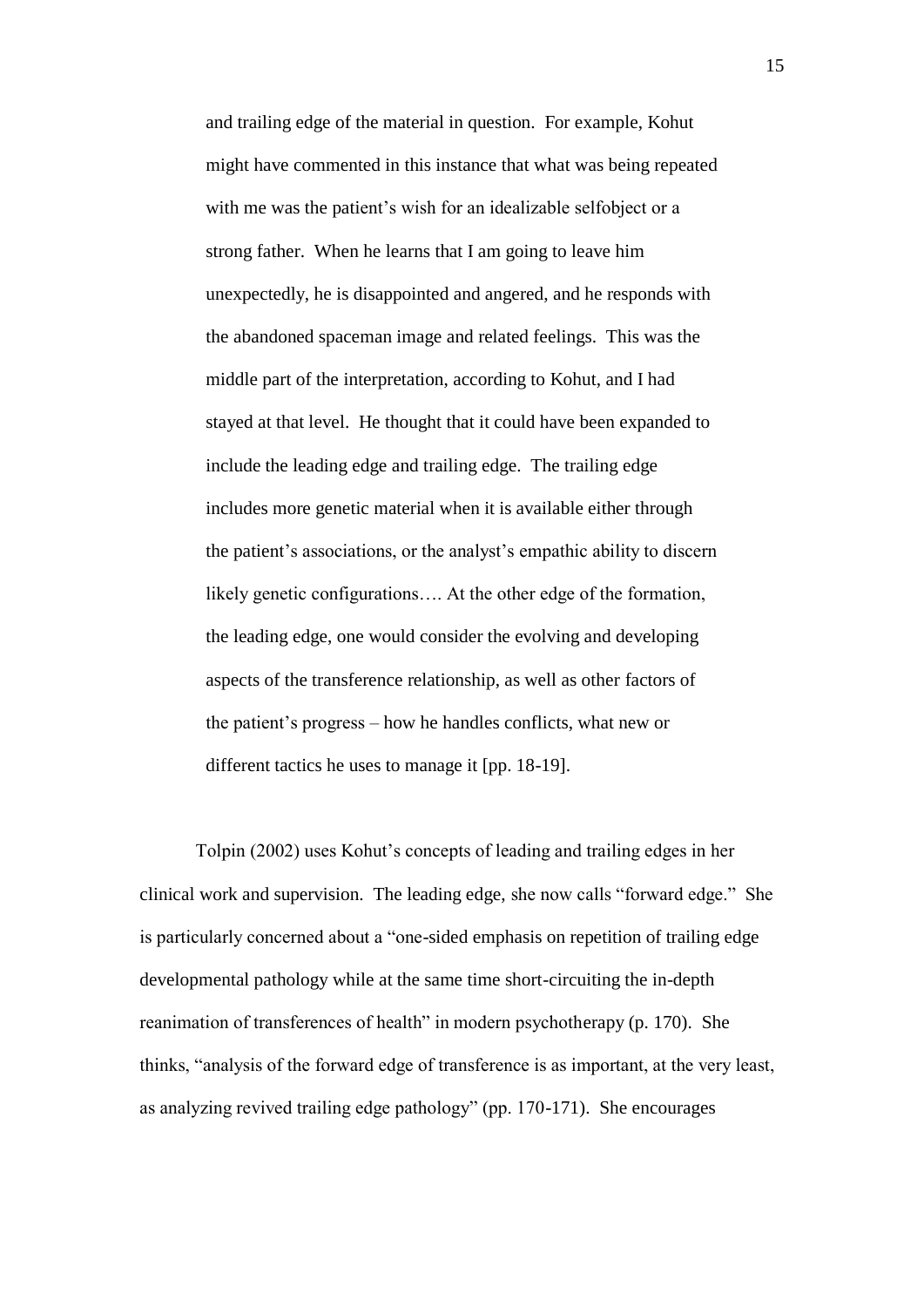> and trailing edge of the material in question. For example, Kohut might have commented in this instance that what was being repeated with me was the patient's wish for an idealizable selfobject or a strong father. When he learns that I am going to leave him unexpectedly, he is disappointed and angered, and he responds with the abandoned spaceman image and related feelings. This was the middle part of the interpretation, according to Kohut, and I had stayed at that level. He thought that it could have been expanded to include the leading edge and trailing edge. The trailing edge includes more genetic material when it is available either through the patient's associations, or the analyst's empathic ability to discern likely genetic configurations…. At the other edge of the formation, the leading edge, one would consider the evolving and developing aspects of the transference relationship, as well as other factors of the patient's progress – how he handles conflicts, what new or different tactics he uses to manage it [pp. 18-19].

Tolpin (2002) uses Kohut's concepts of leading and trailing edges in her clinical work and supervision. The leading edge, she now calls "forward edge." She is particularly concerned about a "one-sided emphasis on repetition of trailing edge developmental pathology while at the same time short-circuiting the in-depth reanimation of transferences of health" in modern psychotherapy (p. 170). She thinks, "analysis of the forward edge of transference is as important, at the very least, as analyzing revived trailing edge pathology" (pp. 170-171). She encourages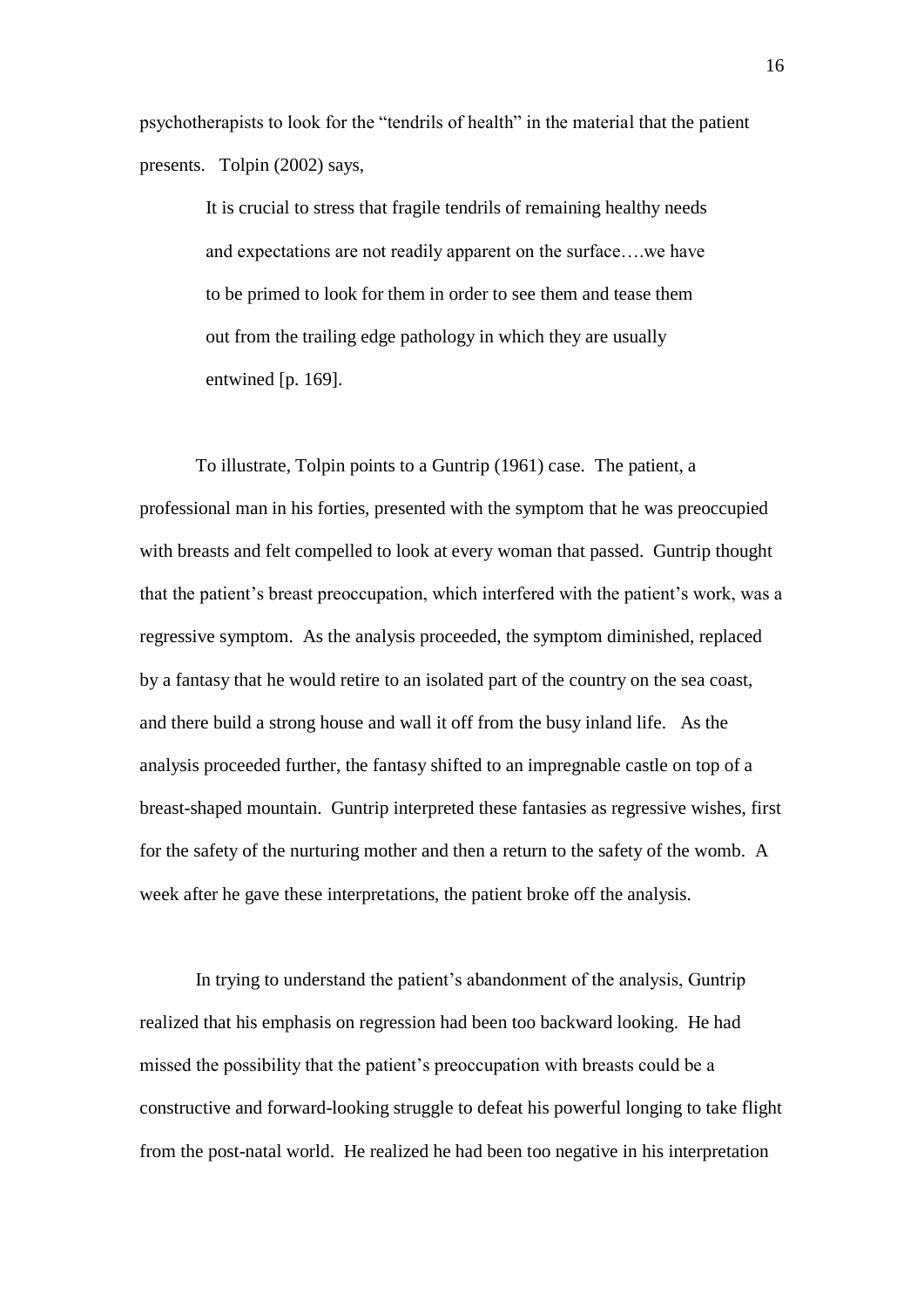psychotherapists to look for the "tendrils of health" in the material that the patient presents. Tolpin (2002) says,

> It is crucial to stress that fragile tendrils of remaining healthy needs and expectations are not readily apparent on the surface….we have to be primed to look for them in order to see them and tease them out from the trailing edge pathology in which they are usually entwined [p. 169].

To illustrate, Tolpin points to a Guntrip (1961) case. The patient, a professional man in his forties, presented with the symptom that he was preoccupied with breasts and felt compelled to look at every woman that passed. Guntrip thought that the patient's breast preoccupation, which interfered with the patient's work, was a regressive symptom. As the analysis proceeded, the symptom diminished, replaced by a fantasy that he would retire to an isolated part of the country on the sea coast, and there build a strong house and wall it off from the busy inland life. As the analysis proceeded further, the fantasy shifted to an impregnable castle on top of a breast-shaped mountain. Guntrip interpreted these fantasies as regressive wishes, first for the safety of the nurturing mother and then a return to the safety of the womb. A week after he gave these interpretations, the patient broke off the analysis.

In trying to understand the patient's abandonment of the analysis, Guntrip realized that his emphasis on regression had been too backward looking. He had missed the possibility that the patient's preoccupation with breasts could be a constructive and forward-looking struggle to defeat his powerful longing to take flight from the post-natal world. He realized he had been too negative in his interpretation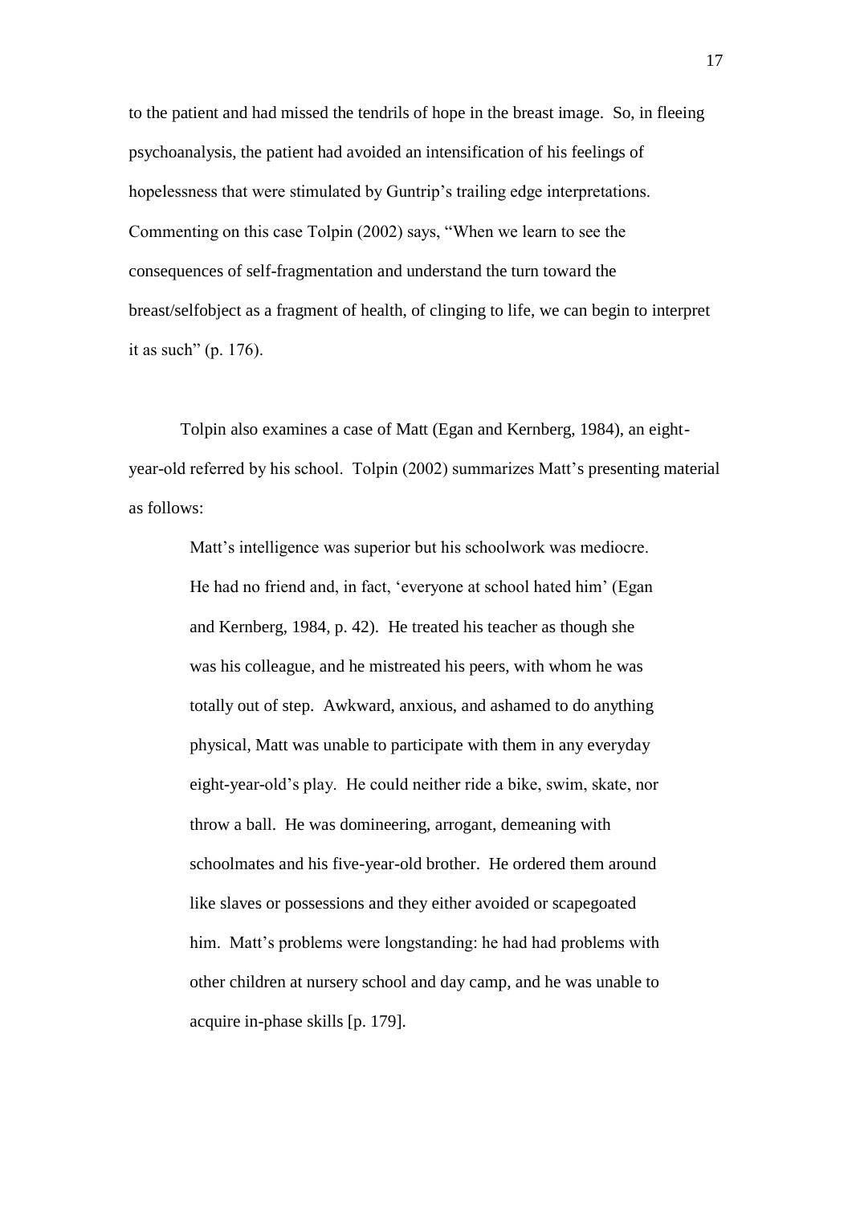to the patient and had missed the tendrils of hope in the breast image. So, in fleeing psychoanalysis, the patient had avoided an intensification of his feelings of hopelessness that were stimulated by Guntrip's trailing edge interpretations. Commenting on this case Tolpin (2002) says, "When we learn to see the consequences of self-fragmentation and understand the turn toward the breast/selfobject as a fragment of health, of clinging to life, we can begin to interpret it as such" (p. 176).

Tolpin also examines a case of Matt (Egan and Kernberg, 1984), an eight-year-old referred by his school. Tolpin (2002) summarizes Matt's presenting material as follows:

> Matt's intelligence was superior but his schoolwork was mediocre. He had no friend and, in fact, 'everyone at school hated him' (Egan and Kernberg, 1984, p. 42). He treated his teacher as though she was his colleague, and he mistreated his peers, with whom he was totally out of step. Awkward, anxious, and ashamed to do anything physical, Matt was unable to participate with them in any everyday eight-year-old's play. He could neither ride a bike, swim, skate, nor throw a ball. He was domineering, arrogant, demeaning with schoolmates and his five-year-old brother. He ordered them around like slaves or possessions and they either avoided or scapegoated him. Matt's problems were longstanding: he had had problems with other children at nursery school and day camp, and he was unable to acquire in-phase skills [p. 179].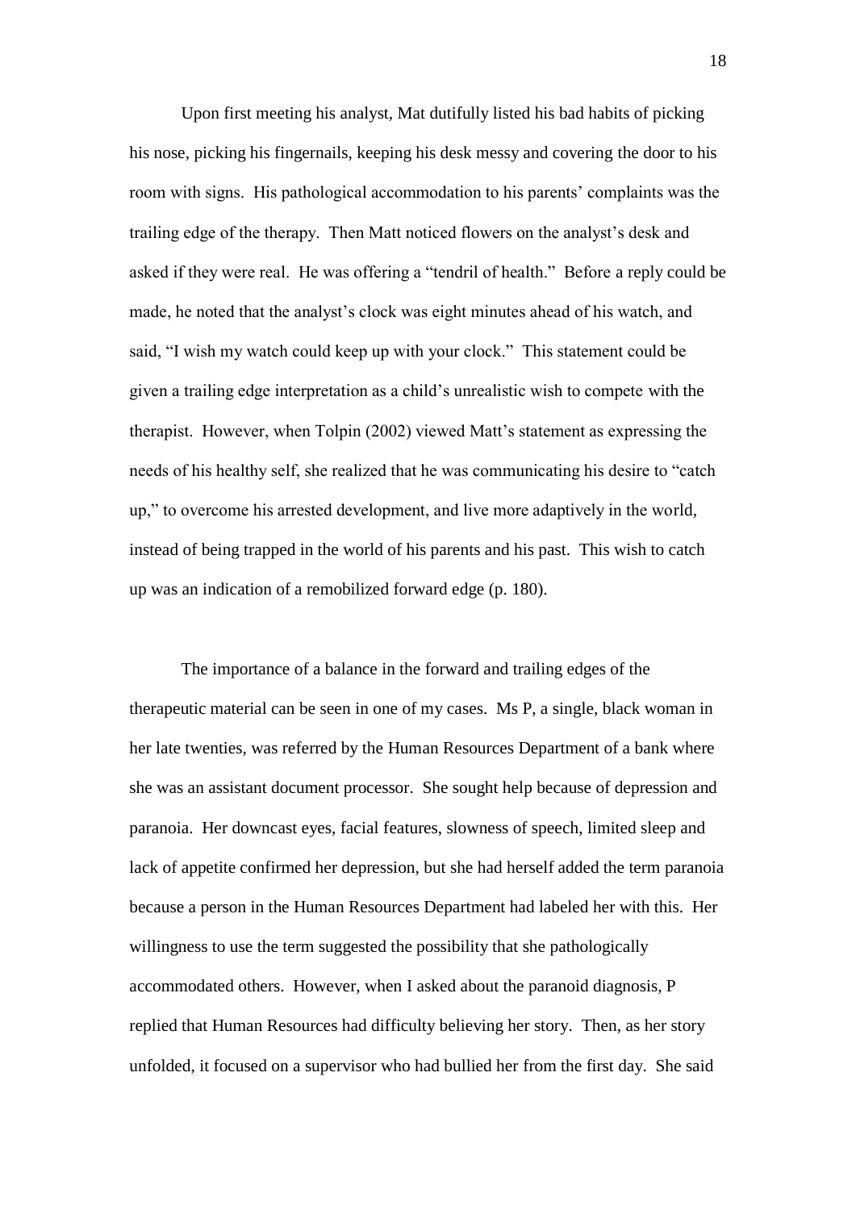Upon first meeting his analyst, Mat dutifully listed his bad habits of picking his nose, picking his fingernails, keeping his desk messy and covering the door to his room with signs. His pathological accommodation to his parents' complaints was the trailing edge of the therapy. Then Matt noticed flowers on the analyst's desk and asked if they were real. He was offering a "tendril of health." Before a reply could be made, he noted that the analyst's clock was eight minutes ahead of his watch, and said, "I wish my watch could keep up with your clock." This statement could be given a trailing edge interpretation as a child's unrealistic wish to compete with the therapist. However, when Tolpin (2002) viewed Matt's statement as expressing the needs of his healthy self, she realized that he was communicating his desire to "catch up," to overcome his arrested development, and live more adaptively in the world, instead of being trapped in the world of his parents and his past. This wish to catch up was an indication of a remobilized forward edge (p. 180).

The importance of a balance in the forward and trailing edges of the therapeutic material can be seen in one of my cases. Ms P, a single, black woman in her late twenties, was referred by the Human Resources Department of a bank where she was an assistant document processor. She sought help because of depression and paranoia. Her downcast eyes, facial features, slowness of speech, limited sleep and lack of appetite confirmed her depression, but she had herself added the term paranoia because a person in the Human Resources Department had labeled her with this. Her willingness to use the term suggested the possibility that she pathologically accommodated others. However, when I asked about the paranoid diagnosis, P replied that Human Resources had difficulty believing her story. Then, as her story unfolded, it focused on a supervisor who had bullied her from the first day. She said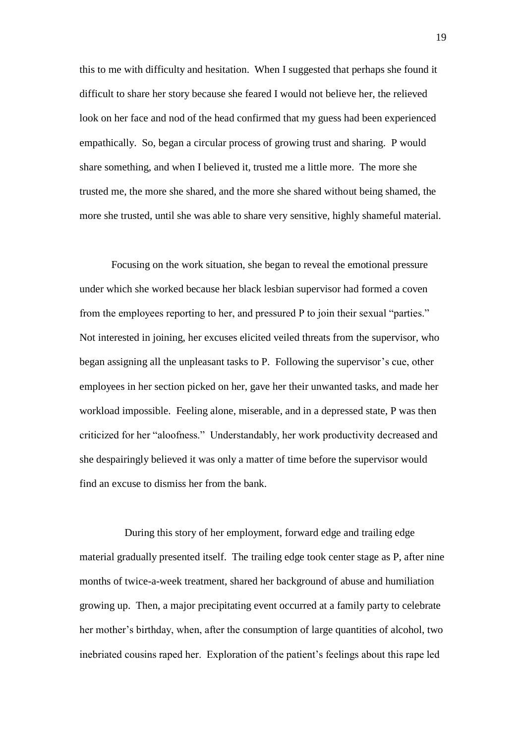this to me with difficulty and hesitation. When I suggested that perhaps she found it difficult to share her story because she feared I would not believe her, the relieved look on her face and nod of the head confirmed that my guess had been experienced empathically. So, began a circular process of growing trust and sharing. P would share something, and when I believed it, trusted me a little more. The more she trusted me, the more she shared, and the more she shared without being shamed, the more she trusted, until she was able to share very sensitive, highly shameful material.

Focusing on the work situation, she began to reveal the emotional pressure under which she worked because her black lesbian supervisor had formed a coven from the employees reporting to her, and pressured P to join their sexual "parties." Not interested in joining, her excuses elicited veiled threats from the supervisor, who began assigning all the unpleasant tasks to P. Following the supervisor's cue, other employees in her section picked on her, gave her their unwanted tasks, and made her workload impossible. Feeling alone, miserable, and in a depressed state, P was then criticized for her "aloofness." Understandably, her work productivity decreased and she despairingly believed it was only a matter of time before the supervisor would find an excuse to dismiss her from the bank.

During this story of her employment, forward edge and trailing edge material gradually presented itself. The trailing edge took center stage as P, after nine months of twice-a-week treatment, shared her background of abuse and humiliation growing up. Then, a major precipitating event occurred at a family party to celebrate her mother's birthday, when, after the consumption of large quantities of alcohol, two inebriated cousins raped her. Exploration of the patient's feelings about this rape led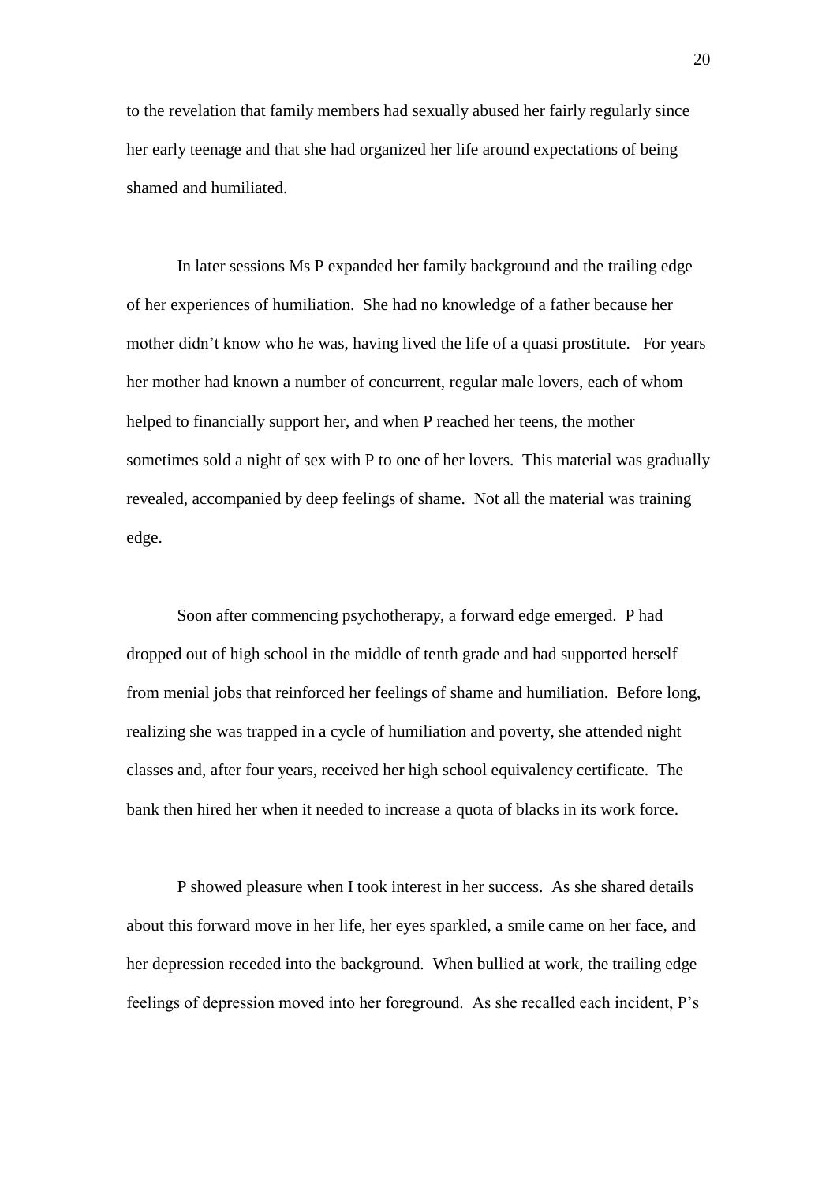to the revelation that family members had sexually abused her fairly regularly since her early teenage and that she had organized her life around expectations of being shamed and humiliated.

In later sessions Ms P expanded her family background and the trailing edge of her experiences of humiliation. She had no knowledge of a father because her mother didn't know who he was, having lived the life of a quasi prostitute. For years her mother had known a number of concurrent, regular male lovers, each of whom helped to financially support her, and when P reached her teens, the mother sometimes sold a night of sex with P to one of her lovers. This material was gradually revealed, accompanied by deep feelings of shame. Not all the material was training edge.

Soon after commencing psychotherapy, a forward edge emerged. P had dropped out of high school in the middle of tenth grade and had supported herself from menial jobs that reinforced her feelings of shame and humiliation. Before long, realizing she was trapped in a cycle of humiliation and poverty, she attended night classes and, after four years, received her high school equivalency certificate. The bank then hired her when it needed to increase a quota of blacks in its work force.

P showed pleasure when I took interest in her success. As she shared details about this forward move in her life, her eyes sparkled, a smile came on her face, and her depression receded into the background. When bullied at work, the trailing edge feelings of depression moved into her foreground. As she recalled each incident, P's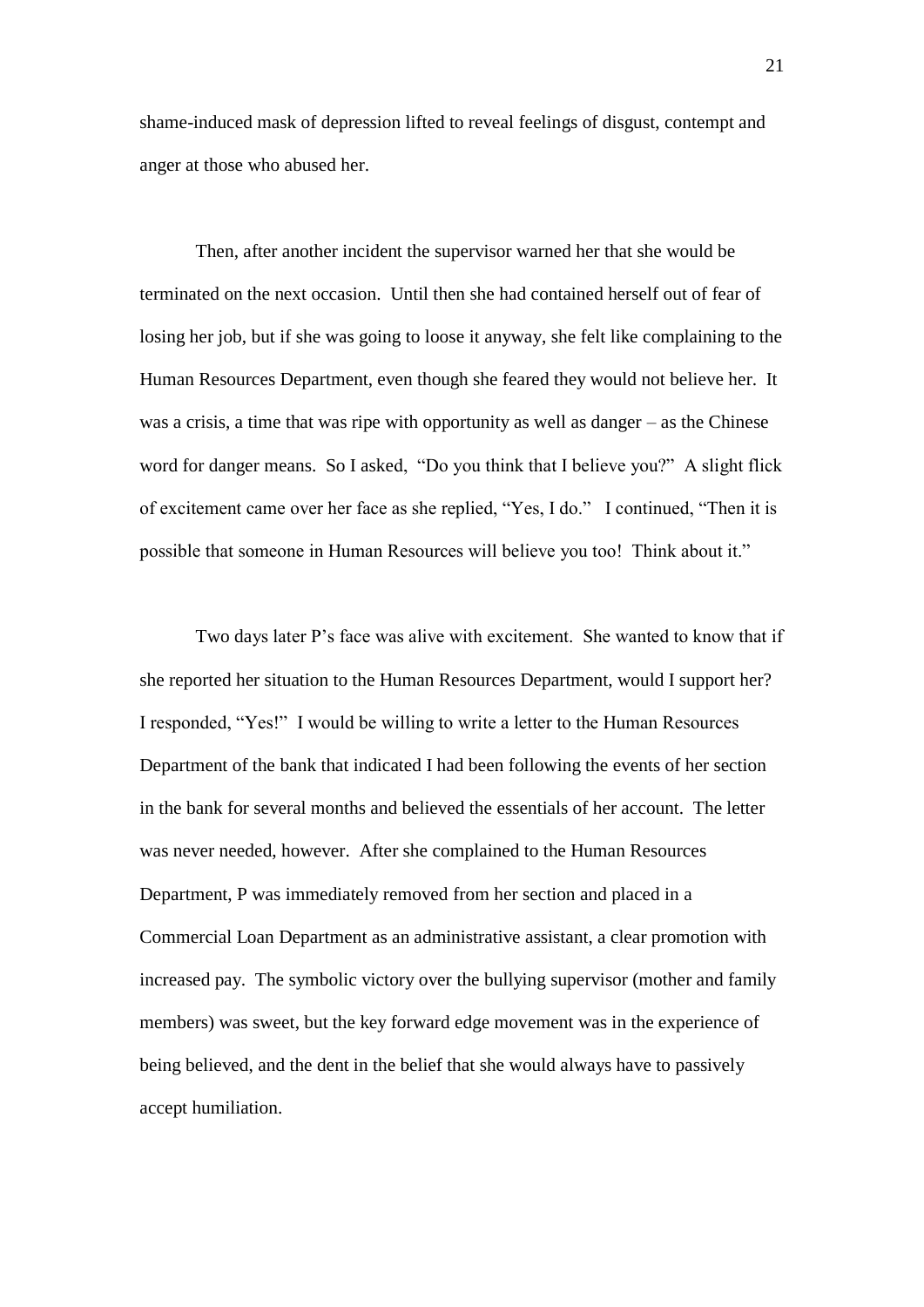shame-induced mask of depression lifted to reveal feelings of disgust, contempt and anger at those who abused her.

Then, after another incident the supervisor warned her that she would be terminated on the next occasion. Until then she had contained herself out of fear of losing her job, but if she was going to loose it anyway, she felt like complaining to the Human Resources Department, even though she feared they would not believe her. It was a crisis, a time that was ripe with opportunity as well as danger – as the Chinese word for danger means. So I asked, "Do you think that I believe you?" A slight flick of excitement came over her face as she replied, "Yes, I do." I continued, "Then it is possible that someone in Human Resources will believe you too! Think about it."

Two days later P's face was alive with excitement. She wanted to know that if she reported her situation to the Human Resources Department, would I support her? I responded, "Yes!" I would be willing to write a letter to the Human Resources Department of the bank that indicated I had been following the events of her section in the bank for several months and believed the essentials of her account. The letter was never needed, however. After she complained to the Human Resources Department, P was immediately removed from her section and placed in a Commercial Loan Department as an administrative assistant, a clear promotion with increased pay. The symbolic victory over the bullying supervisor (mother and family members) was sweet, but the key forward edge movement was in the experience of being believed, and the dent in the belief that she would always have to passively accept humiliation.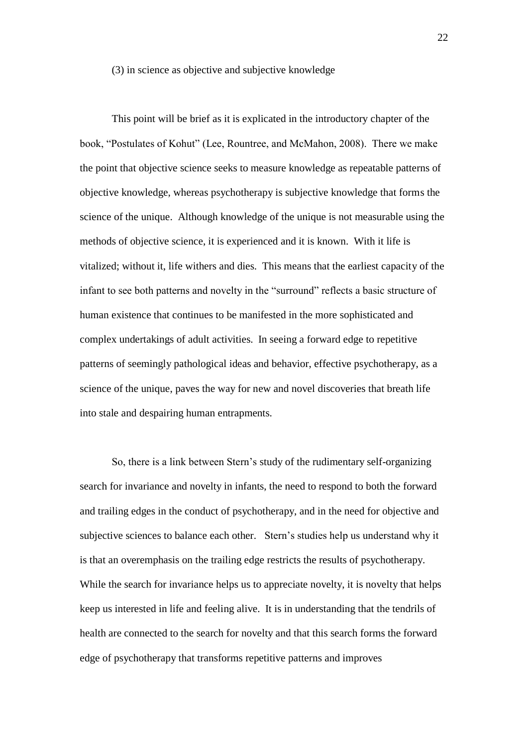(3) in science as objective and subjective knowledge

This point will be brief as it is explicated in the introductory chapter of the book, "Postulates of Kohut" (Lee, Rountree, and McMahon, 2008). There we make the point that objective science seeks to measure knowledge as repeatable patterns of objective knowledge, whereas psychotherapy is subjective knowledge that forms the science of the unique. Although knowledge of the unique is not measurable using the methods of objective science, it is experienced and it is known. With it life is vitalized; without it, life withers and dies. This means that the earliest capacity of the infant to see both patterns and novelty in the "surround" reflects a basic structure of human existence that continues to be manifested in the more sophisticated and complex undertakings of adult activities. In seeing a forward edge to repetitive patterns of seemingly pathological ideas and behavior, effective psychotherapy, as a science of the unique, paves the way for new and novel discoveries that breath life into stale and despairing human entrapments.

So, there is a link between Stern's study of the rudimentary self-organizing search for invariance and novelty in infants, the need to respond to both the forward and trailing edges in the conduct of psychotherapy, and in the need for objective and subjective sciences to balance each other. Stern's studies help us understand why it is that an overemphasis on the trailing edge restricts the results of psychotherapy. While the search for invariance helps us to appreciate novelty, it is novelty that helps keep us interested in life and feeling alive. It is in understanding that the tendrils of health are connected to the search for novelty and that this search forms the forward edge of psychotherapy that transforms repetitive patterns and improves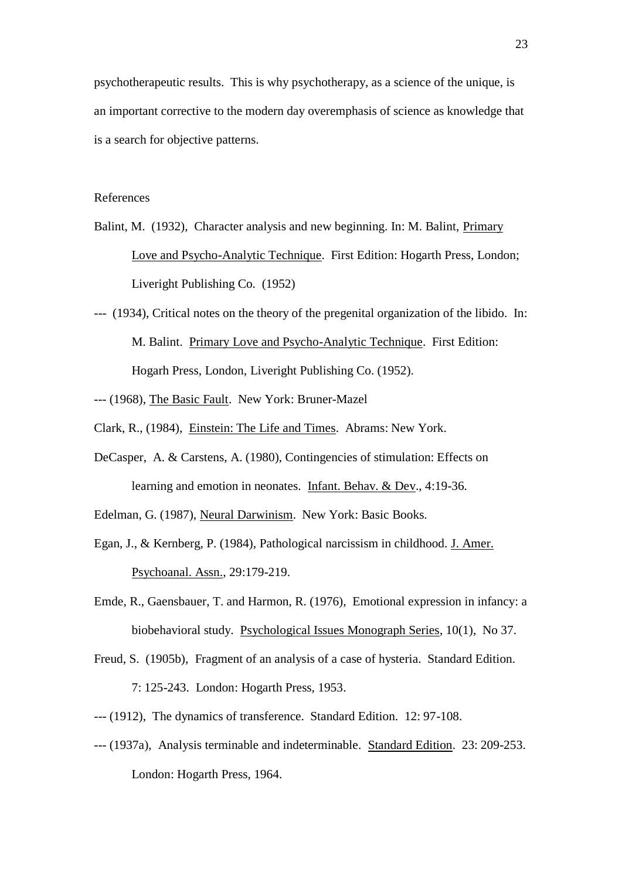psychotherapeutic results. This is why psychotherapy, as a science of the unique, is an important corrective to the modern day overemphasis of science as knowledge that is a search for objective patterns.

## References

Balint, M. (1932), Character analysis and new beginning. In: M. Balint, Primary Love and Psycho-Analytic Technique. First Edition: Hogarth Press, London; Liveright Publishing Co. (1952)

--- (1934), Critical notes on the theory of the pregenital organization of the libido. In: M. Balint. Primary Love and Psycho-Analytic Technique. First Edition: Hogarh Press, London, Liveright Publishing Co. (1952).

--- (1968), The Basic Fault. New York: Bruner-Mazel

Clark, R., (1984), Einstein: The Life and Times. Abrams: New York.

DeCasper, A. & Carstens, A. (1980), Contingencies of stimulation: Effects on learning and emotion in neonates. Infant. Behav. & Dev., 4:19-36.

Edelman, G. (1987), Neural Darwinism. New York: Basic Books.

Egan, J., & Kernberg, P. (1984), Pathological narcissism in childhood. J. Amer. Psychoanal. Assn., 29:179-219.

Emde, R., Gaensbauer, T. and Harmon, R. (1976), Emotional expression in infancy: a biobehavioral study. Psychological Issues Monograph Series, 10(1), No 37.

Freud, S. (1905b), Fragment of an analysis of a case of hysteria. Standard Edition. 7: 125-243. London: Hogarth Press, 1953.

--- (1912), The dynamics of transference. Standard Edition. 12: 97-108.

--- (1937a), Analysis terminable and indeterminable. Standard Edition. 23: 209-253. London: Hogarth Press, 1964.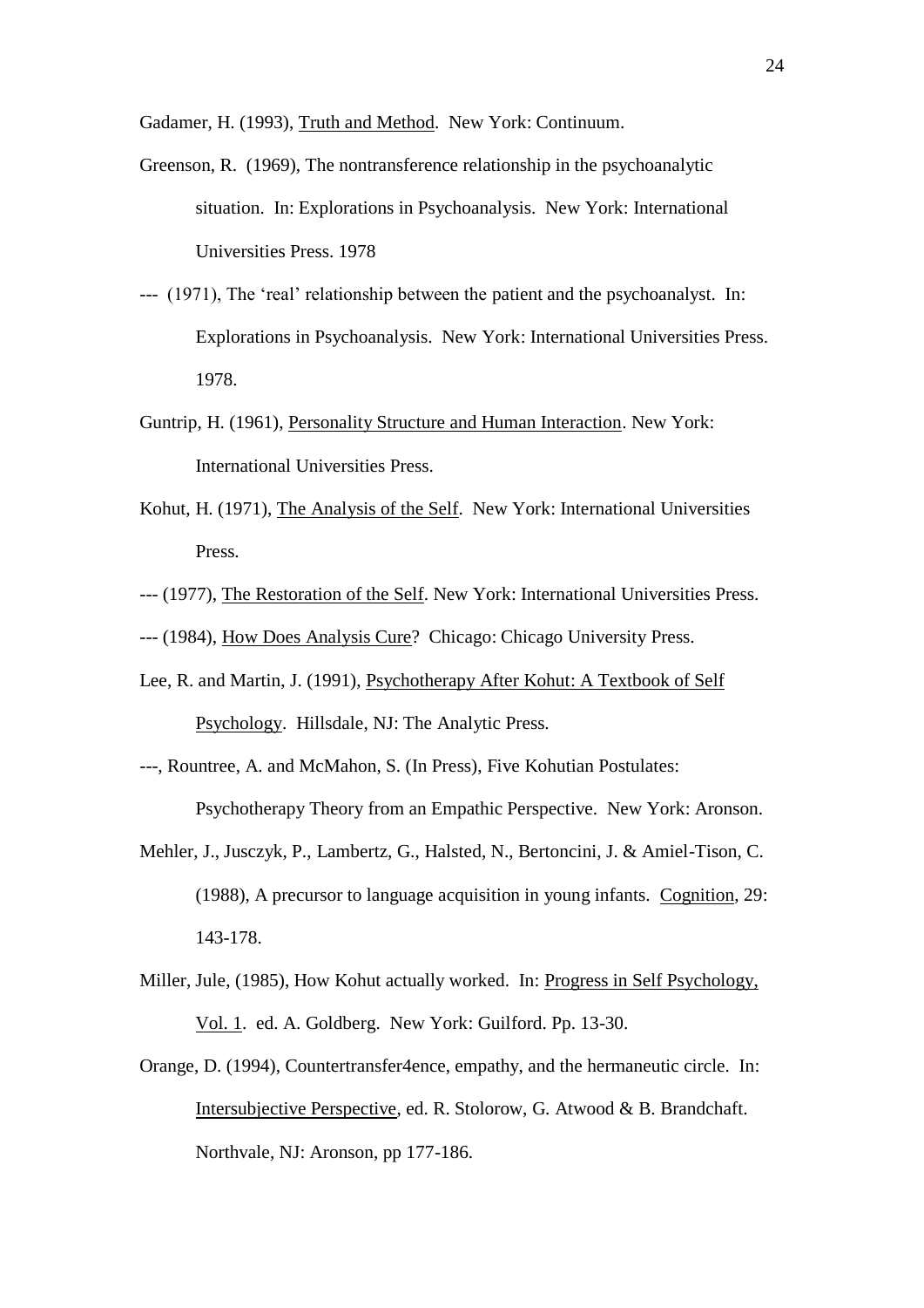Gadamer, H. (1993), Truth and Method. New York: Continuum.

Greenson, R. (1969), The nontransference relationship in the psychoanalytic situation. In: Explorations in Psychoanalysis. New York: International Universities Press. 1978

--- (1971), The 'real' relationship between the patient and the psychoanalyst. In: Explorations in Psychoanalysis. New York: International Universities Press. 1978.

Guntrip, H. (1961), Personality Structure and Human Interaction. New York: International Universities Press.

Kohut, H. (1971), The Analysis of the Self. New York: International Universities Press.

--- (1977), The Restoration of the Self. New York: International Universities Press.

--- (1984), How Does Analysis Cure? Chicago: Chicago University Press.

Lee, R. and Martin, J. (1991), Psychotherapy After Kohut: A Textbook of Self Psychology. Hillsdale, NJ: The Analytic Press.

---, Rountree, A. and McMahon, S. (In Press), Five Kohutian Postulates: Psychotherapy Theory from an Empathic Perspective. New York: Aronson.

Mehler, J., Jusczyk, P., Lambertz, G., Halsted, N., Bertoncini, J. & Amiel-Tison, C. (1988), A precursor to language acquisition in young infants. Cognition, 29: 143-178.

Miller, Jule, (1985), How Kohut actually worked. In: Progress in Self Psychology, Vol. 1. ed. A. Goldberg. New York: Guilford. Pp. 13-30.

Orange, D. (1994), Countertransfer4ence, empathy, and the hermaneutic circle. In: Intersubjective Perspective, ed. R. Stolorow, G. Atwood & B. Brandchaft. Northvale, NJ: Aronson, pp 177-186.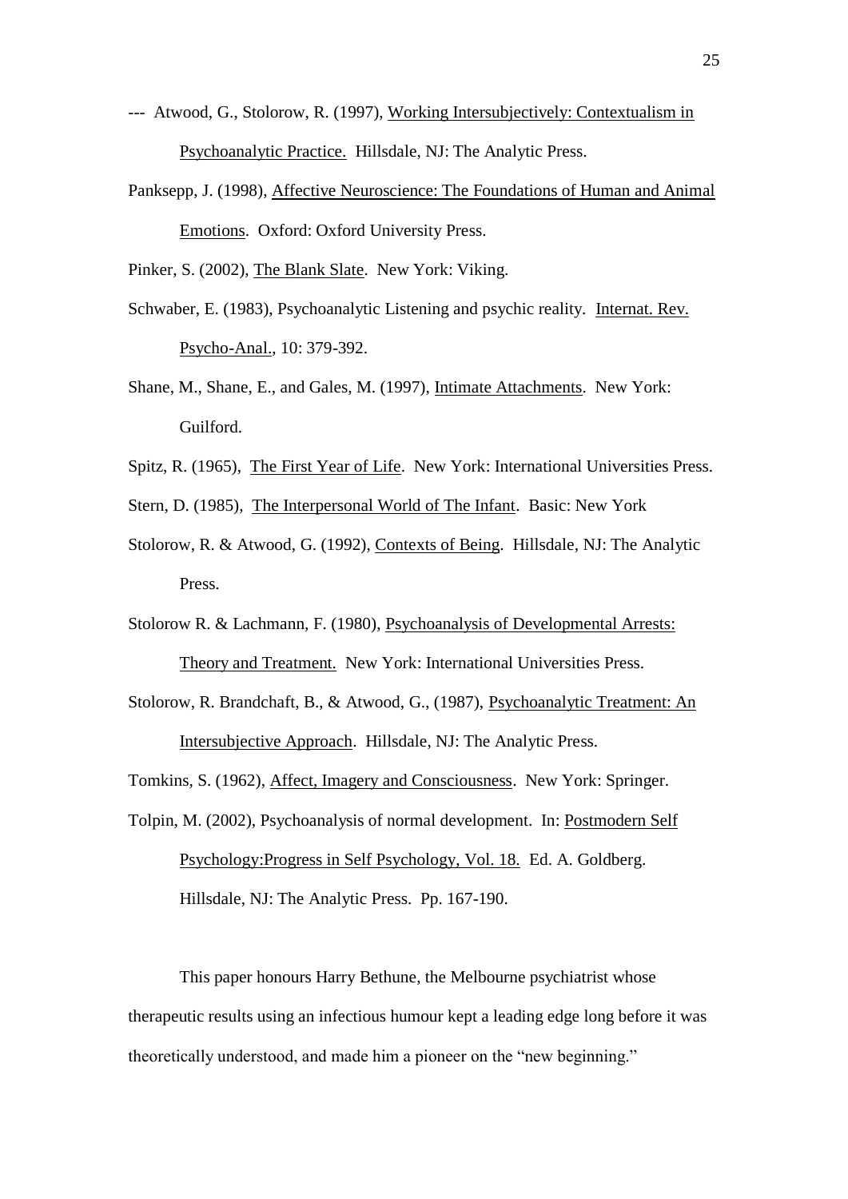--- Atwood, G., Stolorow, R. (1997), Working Intersubjectively: Contextualism in Psychoanalytic Practice. Hillsdale, NJ: The Analytic Press.

Panksepp, J. (1998), Affective Neuroscience: The Foundations of Human and Animal Emotions. Oxford: Oxford University Press.

Pinker, S. (2002), The Blank Slate. New York: Viking.

Schwaber, E. (1983), Psychoanalytic Listening and psychic reality. Internat. Rev. Psycho-Anal., 10: 379-392.

Shane, M., Shane, E., and Gales, M. (1997), Intimate Attachments. New York: Guilford.

Spitz, R. (1965), The First Year of Life. New York: International Universities Press.

Stern, D. (1985), The Interpersonal World of The Infant. Basic: New York

Stolorow, R. & Atwood, G. (1992), Contexts of Being. Hillsdale, NJ: The Analytic Press.

Stolorow R. & Lachmann, F. (1980), Psychoanalysis of Developmental Arrests: Theory and Treatment. New York: International Universities Press.

Stolorow, R. Brandchaft, B., & Atwood, G., (1987), Psychoanalytic Treatment: An Intersubjective Approach. Hillsdale, NJ: The Analytic Press.

Tomkins, S. (1962), Affect, Imagery and Consciousness. New York: Springer.

Tolpin, M. (2002), Psychoanalysis of normal development. In: Postmodern Self Psychology:Progress in Self Psychology, Vol. 18. Ed. A. Goldberg. Hillsdale, NJ: The Analytic Press. Pp. 167-190.

This paper honours Harry Bethune, the Melbourne psychiatrist whose therapeutic results using an infectious humour kept a leading edge long before it was theoretically understood, and made him a pioneer on the "new beginning."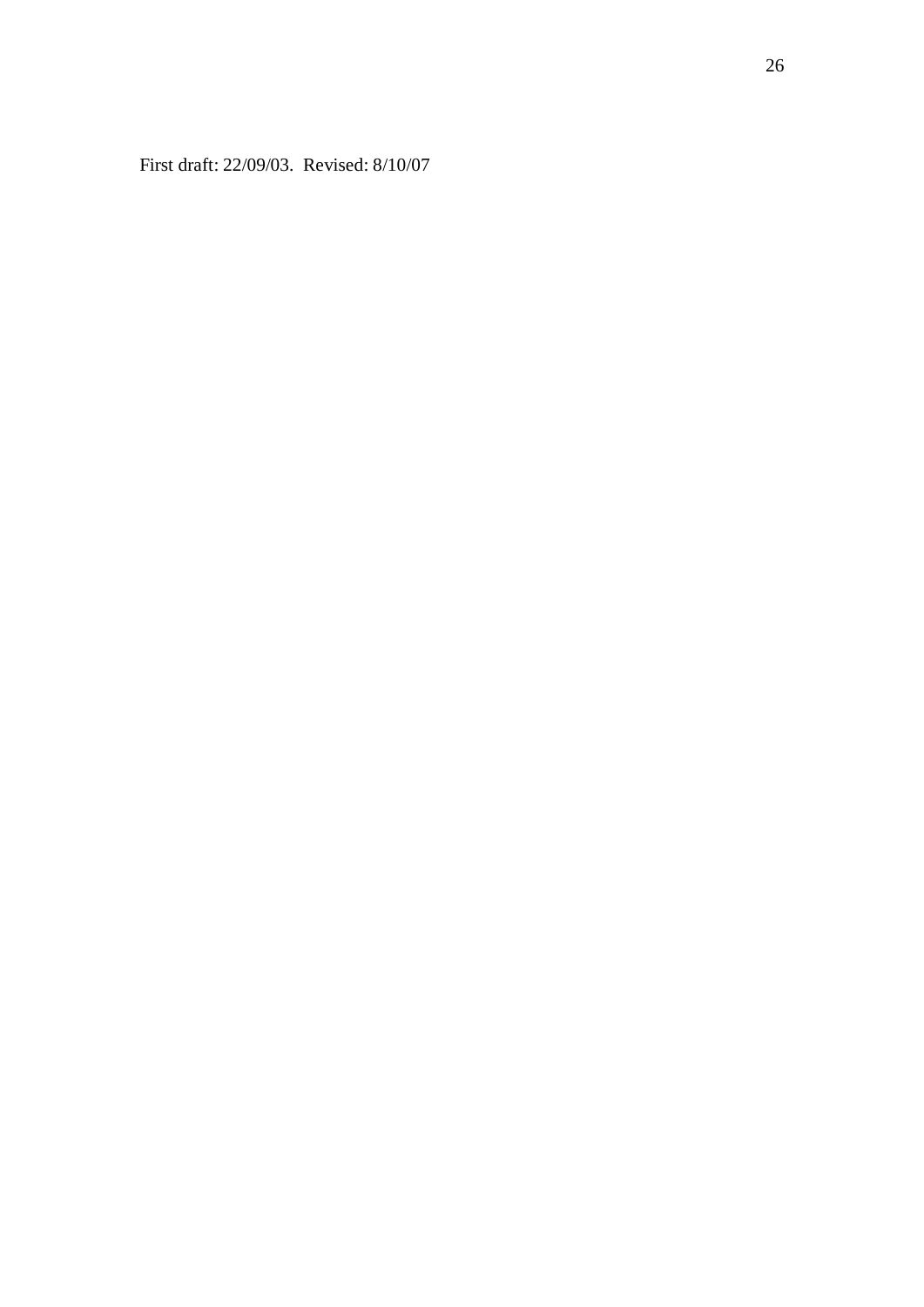First draft: 22/09/03. Revised: 8/10/07